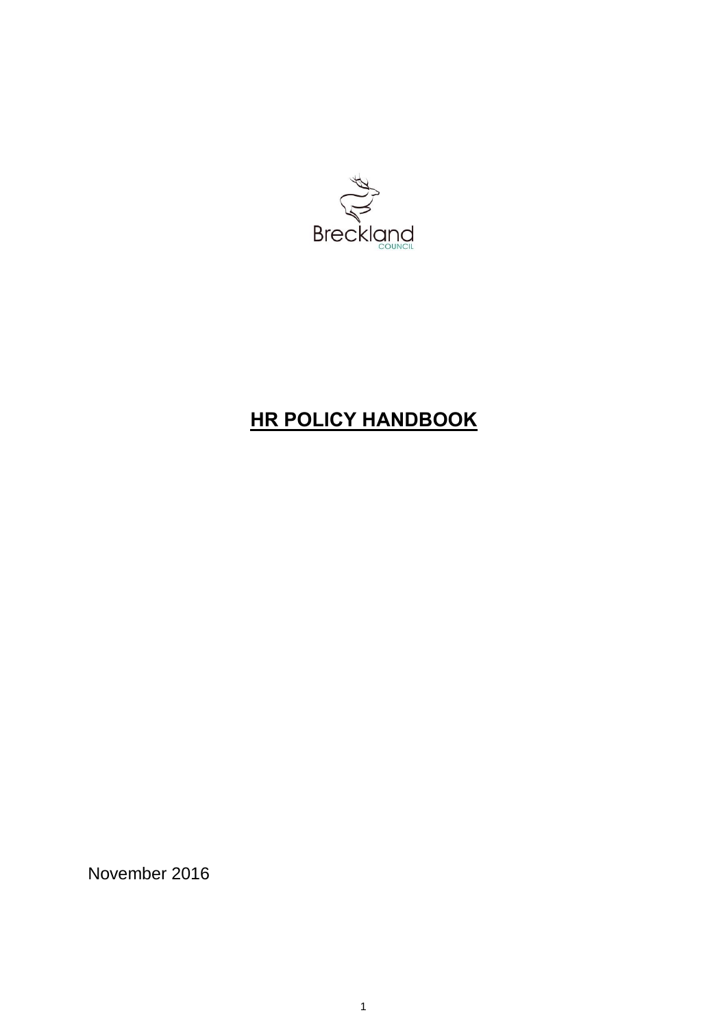Breckland

COUNCIL

# HR POLICY HANDBOOK

November 2016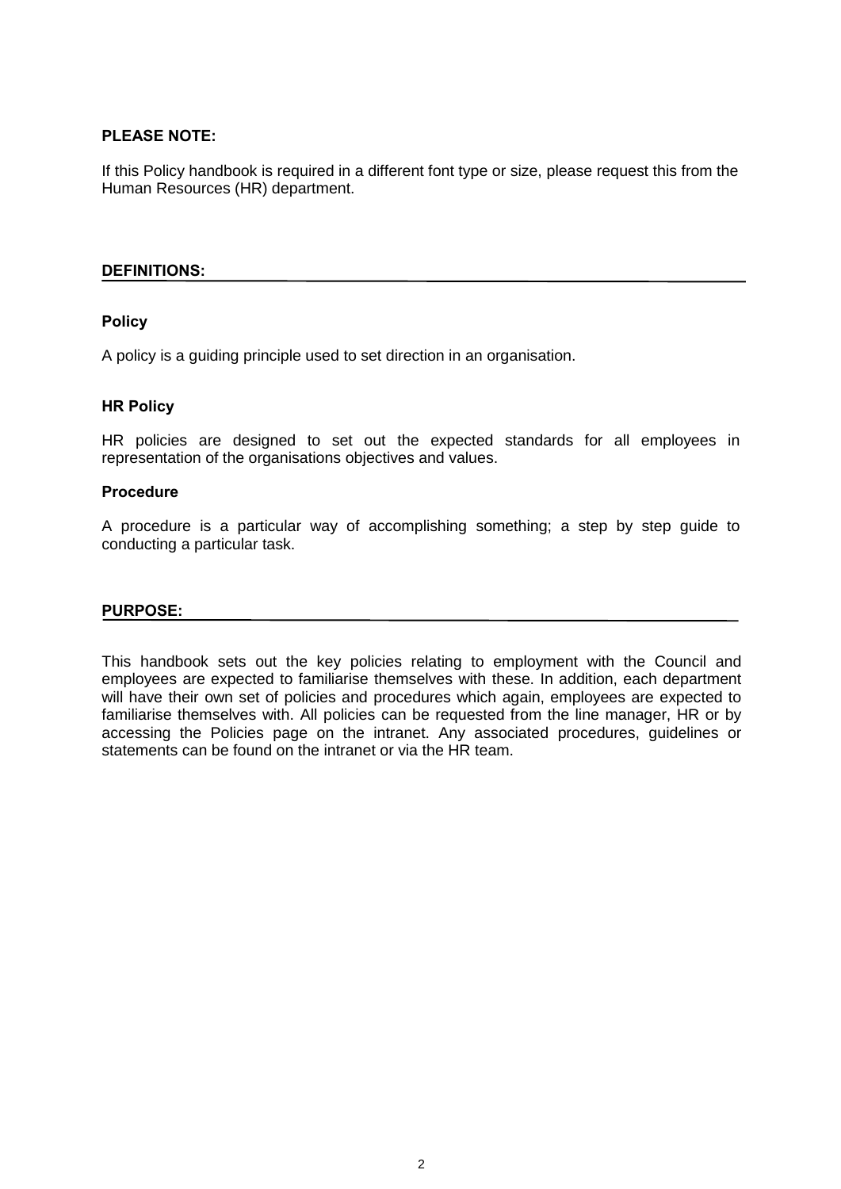**PLEASE NOTE:**

If this Policy handbook is required in a different font type or size, please request this from the Human Resources (HR) department.

## DEFINITIONS:

### Policy

A policy is a guiding principle used to set direction in an organisation.

### HR Policy

HR policies are designed to set out the expected standards for all employees in representation of the organisations objectives and values.

### Procedure

A procedure is a particular way of accomplishing something; a step by step guide to conducting a particular task.

## PURPOSE:

This handbook sets out the key policies relating to employment with the Council and employees are expected to familiarise themselves with these. In addition, each department will have their own set of policies and procedures which again, employees are expected to familiarise themselves with. All policies can be requested from the line manager, HR or by accessing the Policies page on the intranet. Any associated procedures, guidelines or statements can be found on the intranet or via the HR team.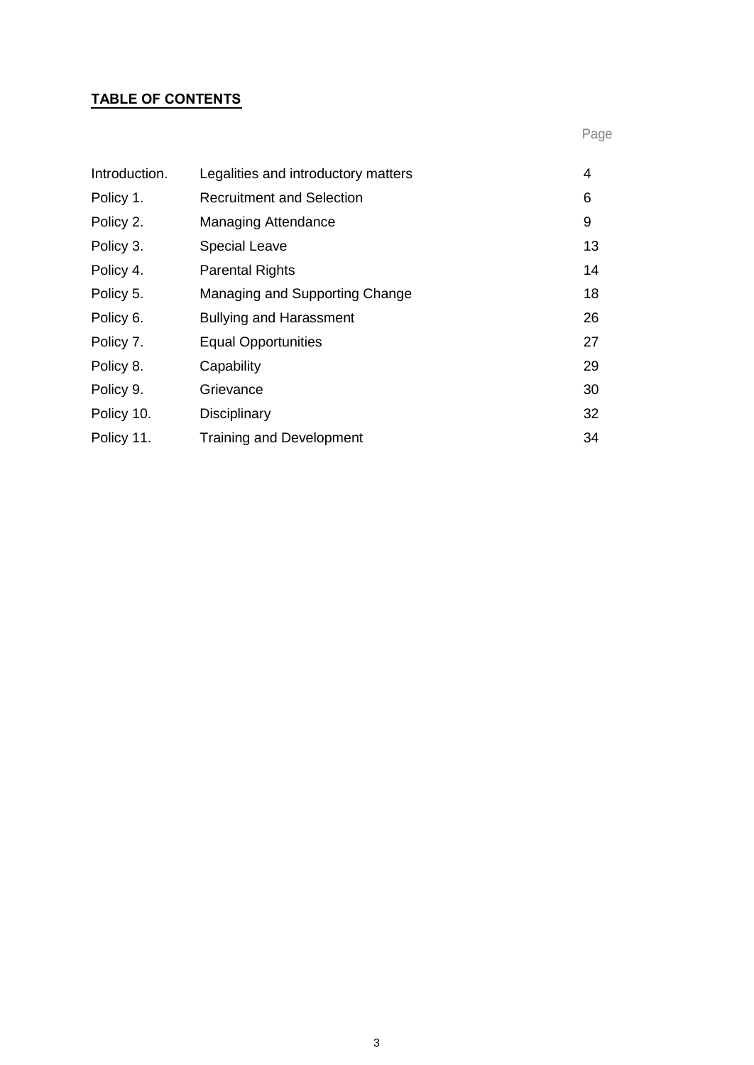**TABLE OF CONTENTS**

| | | Page |
|---|---|---|
| Introduction. | Legalities and introductory matters | 4 |
| Policy 1. | Recruitment and Selection | 6 |
| Policy 2. | Managing Attendance | 9 |
| Policy 3. | Special Leave | 13 |
| Policy 4. | Parental Rights | 14 |
| Policy 5. | Managing and Supporting Change | 18 |
| Policy 6. | Bullying and Harassment | 26 |
| Policy 7. | Equal Opportunities | 27 |
| Policy 8. | Capability | 29 |
| Policy 9. | Grievance | 30 |
| Policy 10. | Disciplinary | 32 |
| Policy 11. | Training and Development | 34 |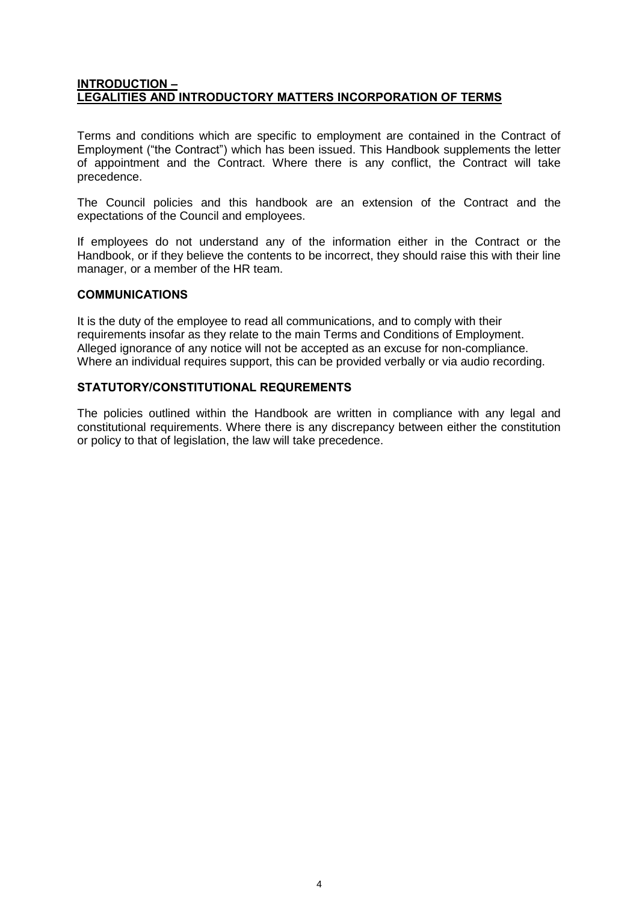## INTRODUCTION – LEGALITIES AND INTRODUCTORY MATTERS INCORPORATION OF TERMS

Terms and conditions which are specific to employment are contained in the Contract of Employment ("the Contract") which has been issued. This Handbook supplements the letter of appointment and the Contract. Where there is any conflict, the Contract will take precedence.

The Council policies and this handbook are an extension of the Contract and the expectations of the Council and employees.

If employees do not understand any of the information either in the Contract or the Handbook, or if they believe the contents to be incorrect, they should raise this with their line manager, or a member of the HR team.

### COMMUNICATIONS

It is the duty of the employee to read all communications, and to comply with their requirements insofar as they relate to the main Terms and Conditions of Employment. Alleged ignorance of any notice will not be accepted as an excuse for non-compliance. Where an individual requires support, this can be provided verbally or via audio recording.

### STATUTORY/CONSTITUTIONAL REQUREMENTS

The policies outlined within the Handbook are written in compliance with any legal and constitutional requirements. Where there is any discrepancy between either the constitution or policy to that of legislation, the law will take precedence.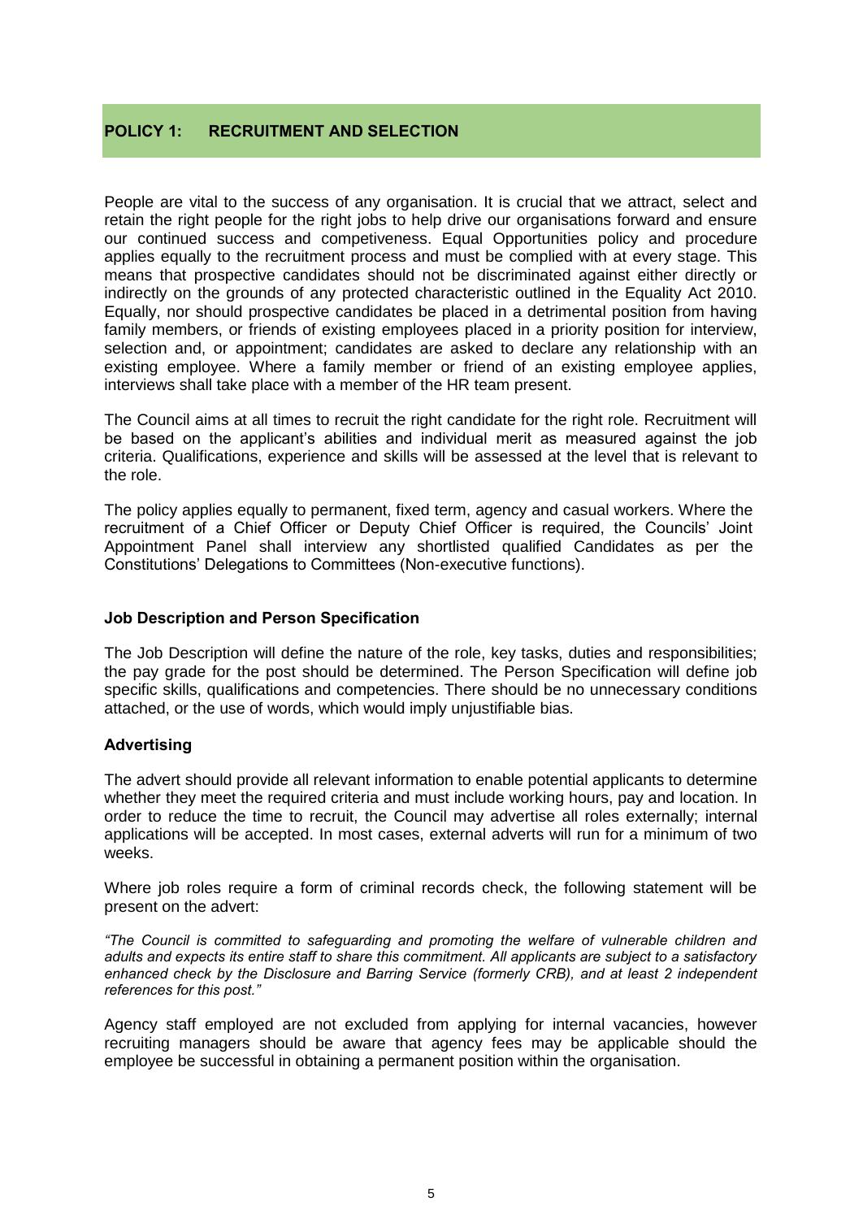## POLICY 1: RECRUITMENT AND SELECTION

People are vital to the success of any organisation. It is crucial that we attract, select and retain the right people for the right jobs to help drive our organisations forward and ensure our continued success and competiveness. Equal Opportunities policy and procedure applies equally to the recruitment process and must be complied with at every stage. This means that prospective candidates should not be discriminated against either directly or indirectly on the grounds of any protected characteristic outlined in the Equality Act 2010. Equally, nor should prospective candidates be placed in a detrimental position from having family members, or friends of existing employees placed in a priority position for interview, selection and, or appointment; candidates are asked to declare any relationship with an existing employee. Where a family member or friend of an existing employee applies, interviews shall take place with a member of the HR team present.

The Council aims at all times to recruit the right candidate for the right role. Recruitment will be based on the applicant's abilities and individual merit as measured against the job criteria. Qualifications, experience and skills will be assessed at the level that is relevant to the role.

The policy applies equally to permanent, fixed term, agency and casual workers. Where the recruitment of a Chief Officer or Deputy Chief Officer is required, the Councils' Joint Appointment Panel shall interview any shortlisted qualified Candidates as per the Constitutions' Delegations to Committees (Non-executive functions).

### Job Description and Person Specification

The Job Description will define the nature of the role, key tasks, duties and responsibilities; the pay grade for the post should be determined. The Person Specification will define job specific skills, qualifications and competencies. There should be no unnecessary conditions attached, or the use of words, which would imply unjustifiable bias.

### Advertising

The advert should provide all relevant information to enable potential applicants to determine whether they meet the required criteria and must include working hours, pay and location. In order to reduce the time to recruit, the Council may advertise all roles externally; internal applications will be accepted. In most cases, external adverts will run for a minimum of two weeks.

Where job roles require a form of criminal records check, the following statement will be present on the advert:

*"The Council is committed to safeguarding and promoting the welfare of vulnerable children and adults and expects its entire staff to share this commitment. All applicants are subject to a satisfactory enhanced check by the Disclosure and Barring Service (formerly CRB), and at least 2 independent references for this post."*

Agency staff employed are not excluded from applying for internal vacancies, however recruiting managers should be aware that agency fees may be applicable should the employee be successful in obtaining a permanent position within the organisation.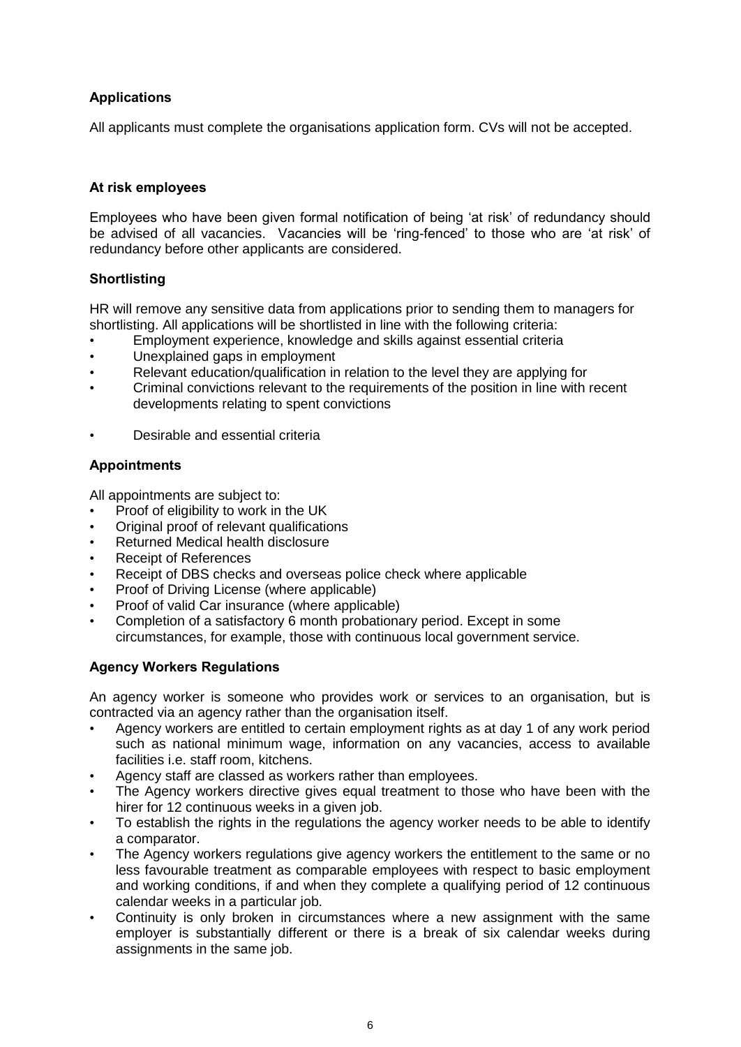### Applications

All applicants must complete the organisations application form. CVs will not be accepted.

### At risk employees

Employees who have been given formal notification of being 'at risk' of redundancy should be advised of all vacancies. Vacancies will be 'ring-fenced' to those who are 'at risk' of redundancy before other applicants are considered.

### Shortlisting

HR will remove any sensitive data from applications prior to sending them to managers for shortlisting. All applications will be shortlisted in line with the following criteria:

- Employment experience, knowledge and skills against essential criteria
- Unexplained gaps in employment
- Relevant education/qualification in relation to the level they are applying for
- Criminal convictions relevant to the requirements of the position in line with recent developments relating to spent convictions
- Desirable and essential criteria

### Appointments

All appointments are subject to:

- Proof of eligibility to work in the UK
- Original proof of relevant qualifications
- Returned Medical health disclosure
- Receipt of References
- Receipt of DBS checks and overseas police check where applicable
- Proof of Driving License (where applicable)
- Proof of valid Car insurance (where applicable)
- Completion of a satisfactory 6 month probationary period. Except in some circumstances, for example, those with continuous local government service.

### Agency Workers Regulations

An agency worker is someone who provides work or services to an organisation, but is contracted via an agency rather than the organisation itself.

- Agency workers are entitled to certain employment rights as at day 1 of any work period such as national minimum wage, information on any vacancies, access to available facilities i.e. staff room, kitchens.
- Agency staff are classed as workers rather than employees.
- The Agency workers directive gives equal treatment to those who have been with the hirer for 12 continuous weeks in a given job.
- To establish the rights in the regulations the agency worker needs to be able to identify a comparator.
- The Agency workers regulations give agency workers the entitlement to the same or no less favourable treatment as comparable employees with respect to basic employment and working conditions, if and when they complete a qualifying period of 12 continuous calendar weeks in a particular job.
- Continuity is only broken in circumstances where a new assignment with the same employer is substantially different or there is a break of six calendar weeks during assignments in the same job.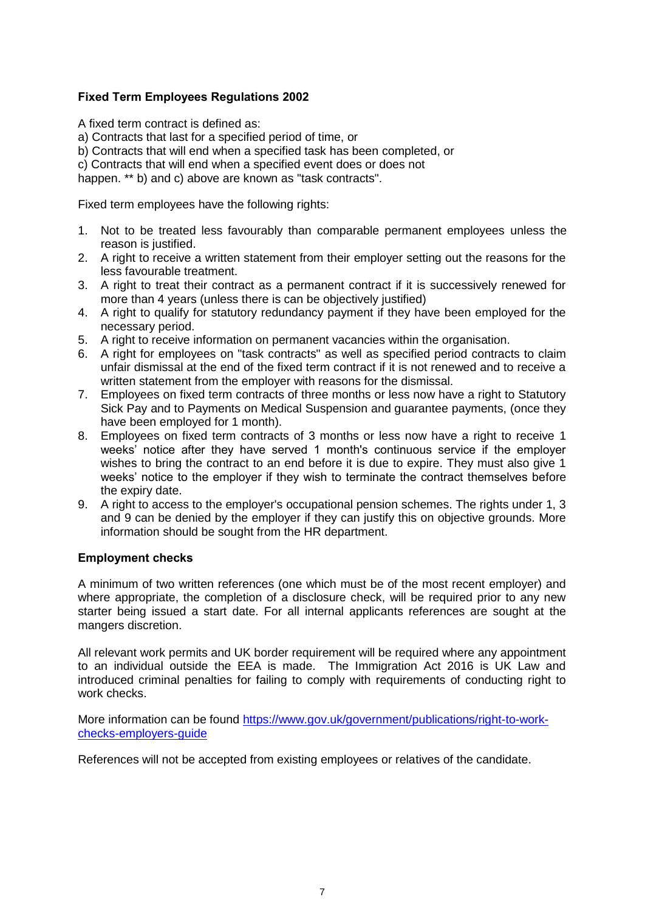**Fixed Term Employees Regulations 2002**

A fixed term contract is defined as:
a) Contracts that last for a specified period of time, or
b) Contracts that will end when a specified task has been completed, or
c) Contracts that will end when a specified event does or does not happen. ** b) and c) above are known as "task contracts".

Fixed term employees have the following rights:

1. Not to be treated less favourably than comparable permanent employees unless the reason is justified.
2. A right to receive a written statement from their employer setting out the reasons for the less favourable treatment.
3. A right to treat their contract as a permanent contract if it is successively renewed for more than 4 years (unless there is can be objectively justified)
4. A right to qualify for statutory redundancy payment if they have been employed for the necessary period.
5. A right to receive information on permanent vacancies within the organisation.
6. A right for employees on "task contracts" as well as specified period contracts to claim unfair dismissal at the end of the fixed term contract if it is not renewed and to receive a written statement from the employer with reasons for the dismissal.
7. Employees on fixed term contracts of three months or less now have a right to Statutory Sick Pay and to Payments on Medical Suspension and guarantee payments, (once they have been employed for 1 month).
8. Employees on fixed term contracts of 3 months or less now have a right to receive 1 weeks' notice after they have served 1 month's continuous service if the employer wishes to bring the contract to an end before it is due to expire. They must also give 1 weeks' notice to the employer if they wish to terminate the contract themselves before the expiry date.
9. A right to access to the employer's occupational pension schemes. The rights under 1, 3 and 9 can be denied by the employer if they can justify this on objective grounds. More information should be sought from the HR department.

**Employment checks**

A minimum of two written references (one which must be of the most recent employer) and where appropriate, the completion of a disclosure check, will be required prior to any new starter being issued a start date. For all internal applicants references are sought at the mangers discretion.

All relevant work permits and UK border requirement will be required where any appointment to an individual outside the EEA is made. The Immigration Act 2016 is UK Law and introduced criminal penalties for failing to comply with requirements of conducting right to work checks.

More information can be found [https://www.gov.uk/government/publications/right-to-work-checks-employers-guide](https://www.gov.uk/government/publications/right-to-work-checks-employers-guide)

References will not be accepted from existing employees or relatives of the candidate.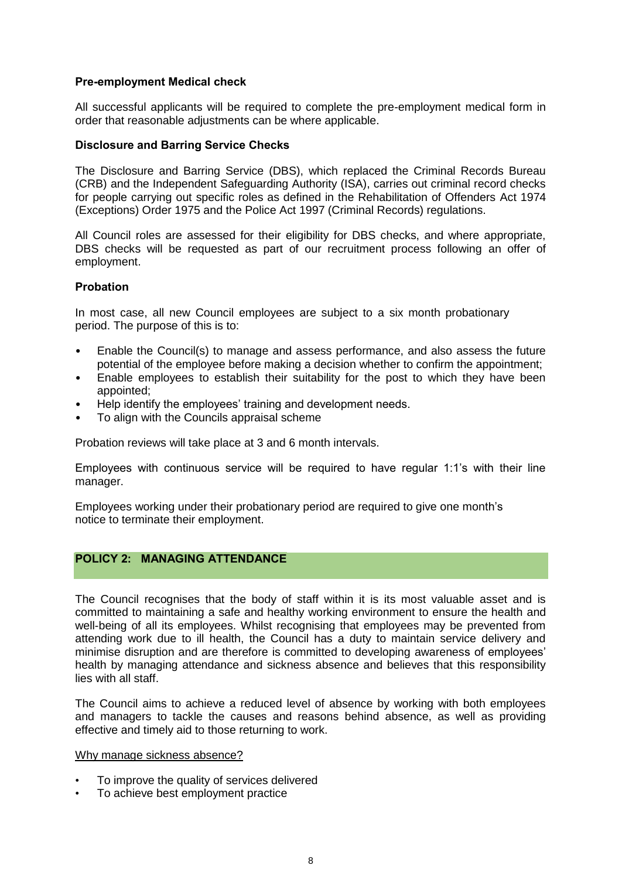### Pre-employment Medical check

All successful applicants will be required to complete the pre-employment medical form in order that reasonable adjustments can be where applicable.

### Disclosure and Barring Service Checks

The Disclosure and Barring Service (DBS), which replaced the Criminal Records Bureau (CRB) and the Independent Safeguarding Authority (ISA), carries out criminal record checks for people carrying out specific roles as defined in the Rehabilitation of Offenders Act 1974 (Exceptions) Order 1975 and the Police Act 1997 (Criminal Records) regulations.

All Council roles are assessed for their eligibility for DBS checks, and where appropriate, DBS checks will be requested as part of our recruitment process following an offer of employment.

### Probation

In most case, all new Council employees are subject to a six month probationary period. The purpose of this is to:

- Enable the Council(s) to manage and assess performance, and also assess the future potential of the employee before making a decision whether to confirm the appointment;
- Enable employees to establish their suitability for the post to which they have been appointed;
- Help identify the employees' training and development needs.
- To align with the Councils appraisal scheme

Probation reviews will take place at 3 and 6 month intervals.

Employees with continuous service will be required to have regular 1:1's with their line manager.

Employees working under their probationary period are required to give one month's notice to terminate their employment.

## POLICY 2: MANAGING ATTENDANCE

The Council recognises that the body of staff within it is its most valuable asset and is committed to maintaining a safe and healthy working environment to ensure the health and well-being of all its employees. Whilst recognising that employees may be prevented from attending work due to ill health, the Council has a duty to maintain service delivery and minimise disruption and are therefore is committed to developing awareness of employees' health by managing attendance and sickness absence and believes that this responsibility lies with all staff.

The Council aims to achieve a reduced level of absence by working with both employees and managers to tackle the causes and reasons behind absence, as well as providing effective and timely aid to those returning to work.

Why manage sickness absence?

- To improve the quality of services delivered
- To achieve best employment practice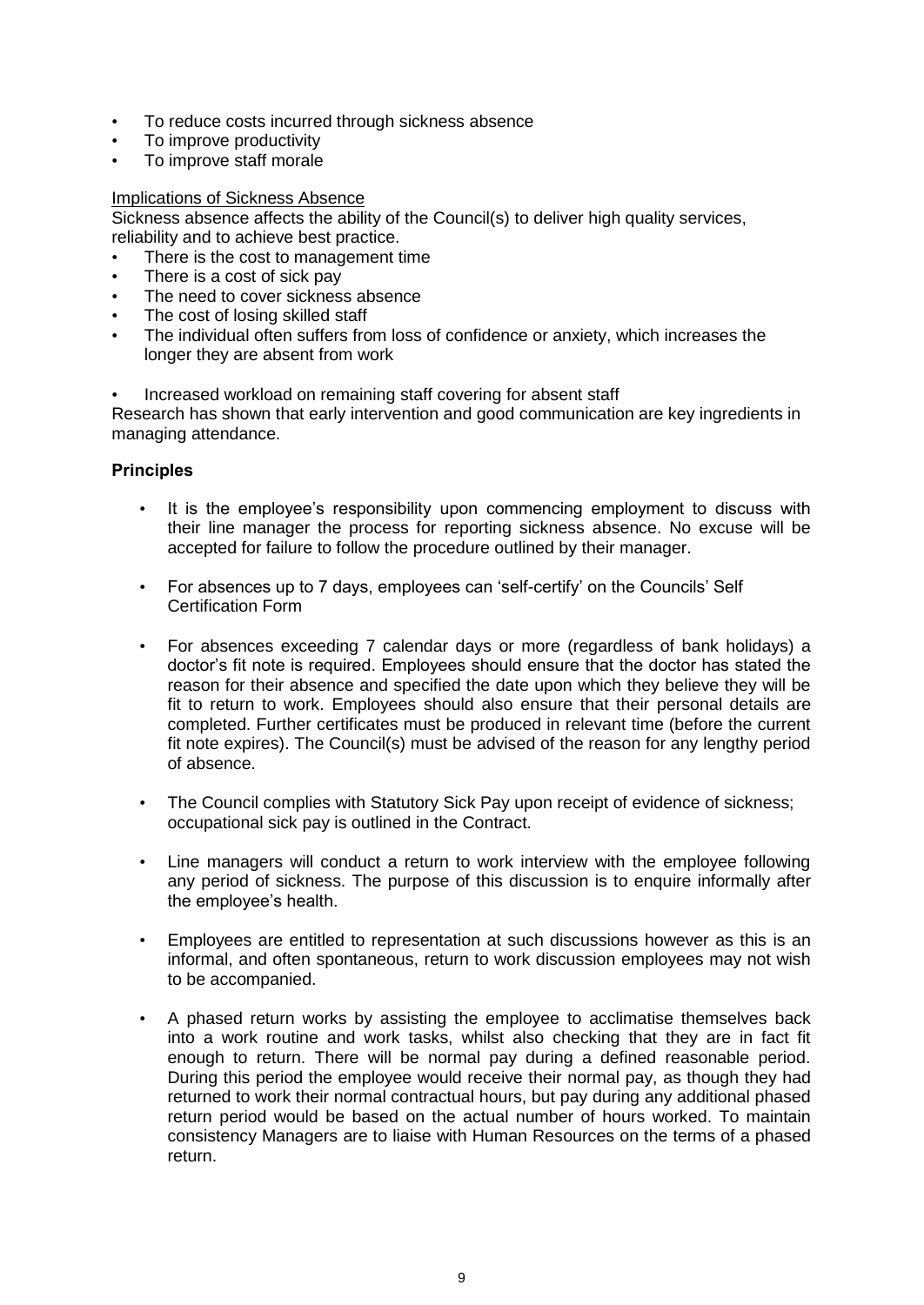- To reduce costs incurred through sickness absence
- To improve productivity
- To improve staff morale

Implications of Sickness Absence

Sickness absence affects the ability of the Council(s) to deliver high quality services, reliability and to achieve best practice.

- There is the cost to management time
- There is a cost of sick pay
- The need to cover sickness absence
- The cost of losing skilled staff
- The individual often suffers from loss of confidence or anxiety, which increases the longer they are absent from work
- Increased workload on remaining staff covering for absent staff

Research has shown that early intervention and good communication are key ingredients in managing attendance.

**Principles**

- It is the employee's responsibility upon commencing employment to discuss with their line manager the process for reporting sickness absence. No excuse will be accepted for failure to follow the procedure outlined by their manager.
- For absences up to 7 days, employees can 'self-certify' on the Councils' Self Certification Form
- For absences exceeding 7 calendar days or more (regardless of bank holidays) a doctor's fit note is required. Employees should ensure that the doctor has stated the reason for their absence and specified the date upon which they believe they will be fit to return to work. Employees should also ensure that their personal details are completed. Further certificates must be produced in relevant time (before the current fit note expires). The Council(s) must be advised of the reason for any lengthy period of absence.
- The Council complies with Statutory Sick Pay upon receipt of evidence of sickness; occupational sick pay is outlined in the Contract.
- Line managers will conduct a return to work interview with the employee following any period of sickness. The purpose of this discussion is to enquire informally after the employee's health.
- Employees are entitled to representation at such discussions however as this is an informal, and often spontaneous, return to work discussion employees may not wish to be accompanied.
- A phased return works by assisting the employee to acclimatise themselves back into a work routine and work tasks, whilst also checking that they are in fact fit enough to return. There will be normal pay during a defined reasonable period. During this period the employee would receive their normal pay, as though they had returned to work their normal contractual hours, but pay during any additional phased return period would be based on the actual number of hours worked. To maintain consistency Managers are to liaise with Human Resources on the terms of a phased return.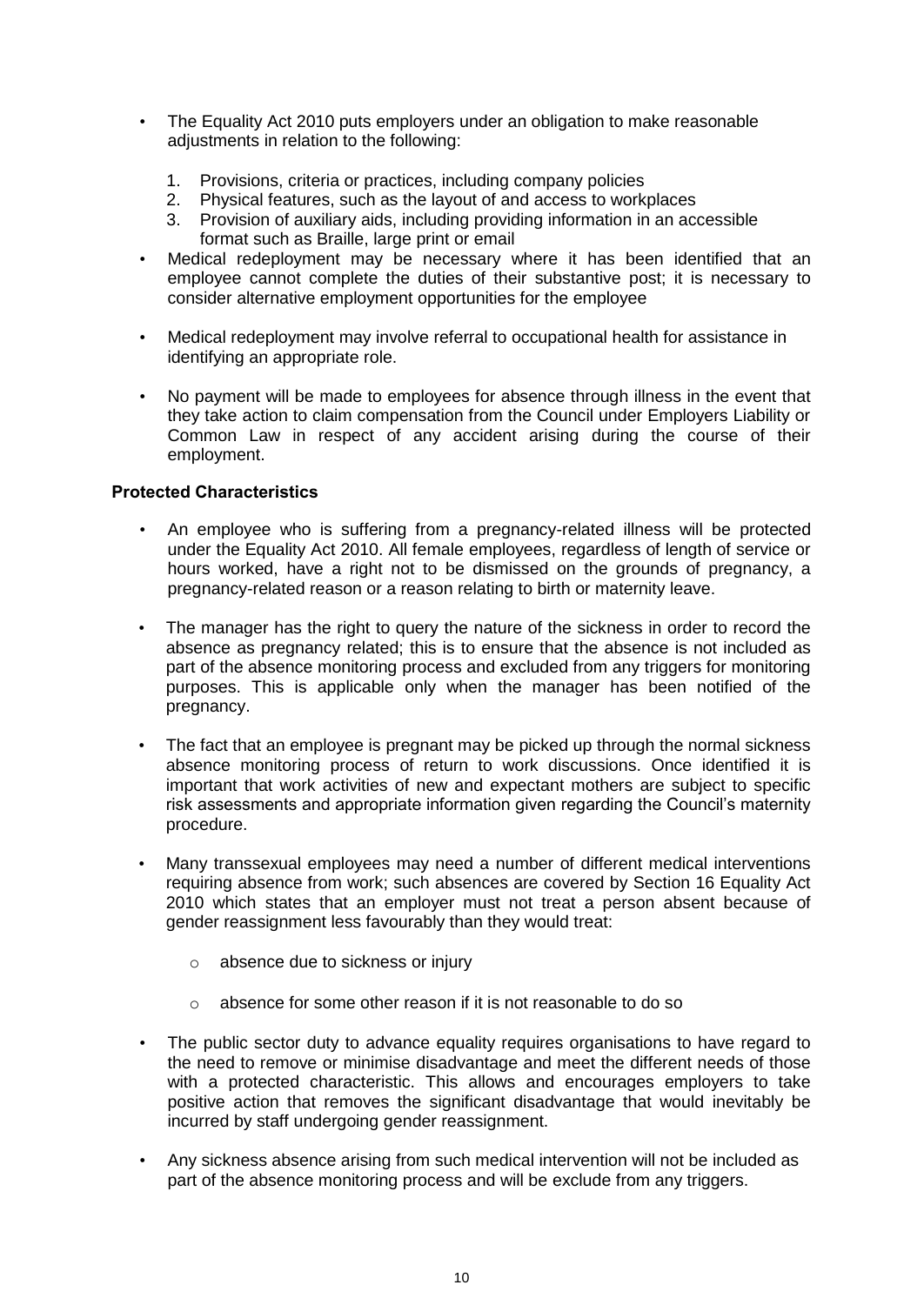- The Equality Act 2010 puts employers under an obligation to make reasonable adjustments in relation to the following:

  1. Provisions, criteria or practices, including company policies
  2. Physical features, such as the layout of and access to workplaces
  3. Provision of auxiliary aids, including providing information in an accessible format such as Braille, large print or email

- Medical redeployment may be necessary where it has been identified that an employee cannot complete the duties of their substantive post; it is necessary to consider alternative employment opportunities for the employee

- Medical redeployment may involve referral to occupational health for assistance in identifying an appropriate role.

- No payment will be made to employees for absence through illness in the event that they take action to claim compensation from the Council under Employers Liability or Common Law in respect of any accident arising during the course of their employment.

**Protected Characteristics**

- An employee who is suffering from a pregnancy-related illness will be protected under the Equality Act 2010. All female employees, regardless of length of service or hours worked, have a right not to be dismissed on the grounds of pregnancy, a pregnancy-related reason or a reason relating to birth or maternity leave.

- The manager has the right to query the nature of the sickness in order to record the absence as pregnancy related; this is to ensure that the absence is not included as part of the absence monitoring process and excluded from any triggers for monitoring purposes. This is applicable only when the manager has been notified of the pregnancy.

- The fact that an employee is pregnant may be picked up through the normal sickness absence monitoring process of return to work discussions. Once identified it is important that work activities of new and expectant mothers are subject to specific risk assessments and appropriate information given regarding the Council's maternity procedure.

- Many transsexual employees may need a number of different medical interventions requiring absence from work; such absences are covered by Section 16 Equality Act 2010 which states that an employer must not treat a person absent because of gender reassignment less favourably than they would treat:

  - absence due to sickness or injury

  - absence for some other reason if it is not reasonable to do so

- The public sector duty to advance equality requires organisations to have regard to the need to remove or minimise disadvantage and meet the different needs of those with a protected characteristic. This allows and encourages employers to take positive action that removes the significant disadvantage that would inevitably be incurred by staff undergoing gender reassignment.

- Any sickness absence arising from such medical intervention will not be included as part of the absence monitoring process and will be exclude from any triggers.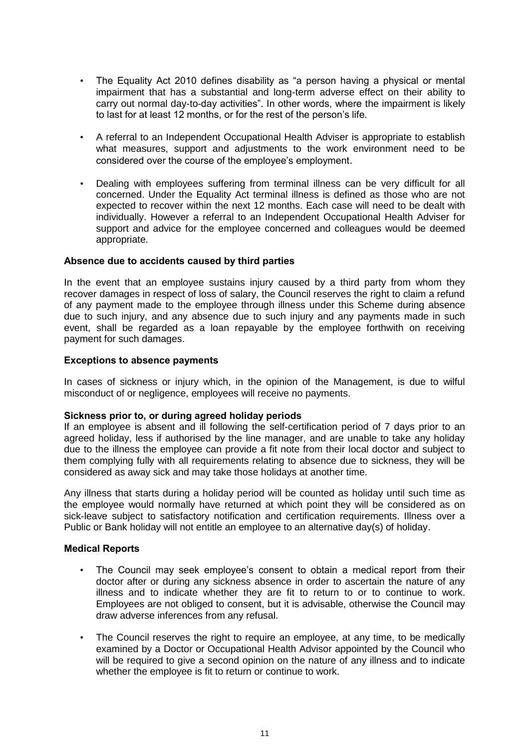- The Equality Act 2010 defines disability as "a person having a physical or mental impairment that has a substantial and long-term adverse effect on their ability to carry out normal day-to-day activities". In other words, where the impairment is likely to last for at least 12 months, or for the rest of the person's life.

- A referral to an Independent Occupational Health Adviser is appropriate to establish what measures, support and adjustments to the work environment need to be considered over the course of the employee's employment.

- Dealing with employees suffering from terminal illness can be very difficult for all concerned. Under the Equality Act terminal illness is defined as those who are not expected to recover within the next 12 months. Each case will need to be dealt with individually. However a referral to an Independent Occupational Health Adviser for support and advice for the employee concerned and colleagues would be deemed appropriate.

**Absence due to accidents caused by third parties**

In the event that an employee sustains injury caused by a third party from whom they recover damages in respect of loss of salary, the Council reserves the right to claim a refund of any payment made to the employee through illness under this Scheme during absence due to such injury, and any absence due to such injury and any payments made in such event, shall be regarded as a loan repayable by the employee forthwith on receiving payment for such damages.

**Exceptions to absence payments**

In cases of sickness or injury which, in the opinion of the Management, is due to wilful misconduct of or negligence, employees will receive no payments.

**Sickness prior to, or during agreed holiday periods**

If an employee is absent and ill following the self-certification period of 7 days prior to an agreed holiday, less if authorised by the line manager, and are unable to take any holiday due to the illness the employee can provide a fit note from their local doctor and subject to them complying fully with all requirements relating to absence due to sickness, they will be considered as away sick and may take those holidays at another time.

Any illness that starts during a holiday period will be counted as holiday until such time as the employee would normally have returned at which point they will be considered as on sick-leave subject to satisfactory notification and certification requirements. Illness over a Public or Bank holiday will not entitle an employee to an alternative day(s) of holiday.

**Medical Reports**

- The Council may seek employee's consent to obtain a medical report from their doctor after or during any sickness absence in order to ascertain the nature of any illness and to indicate whether they are fit to return to or to continue to work. Employees are not obliged to consent, but it is advisable, otherwise the Council may draw adverse inferences from any refusal.

- The Council reserves the right to require an employee, at any time, to be medically examined by a Doctor or Occupational Health Advisor appointed by the Council who will be required to give a second opinion on the nature of any illness and to indicate whether the employee is fit to return or continue to work.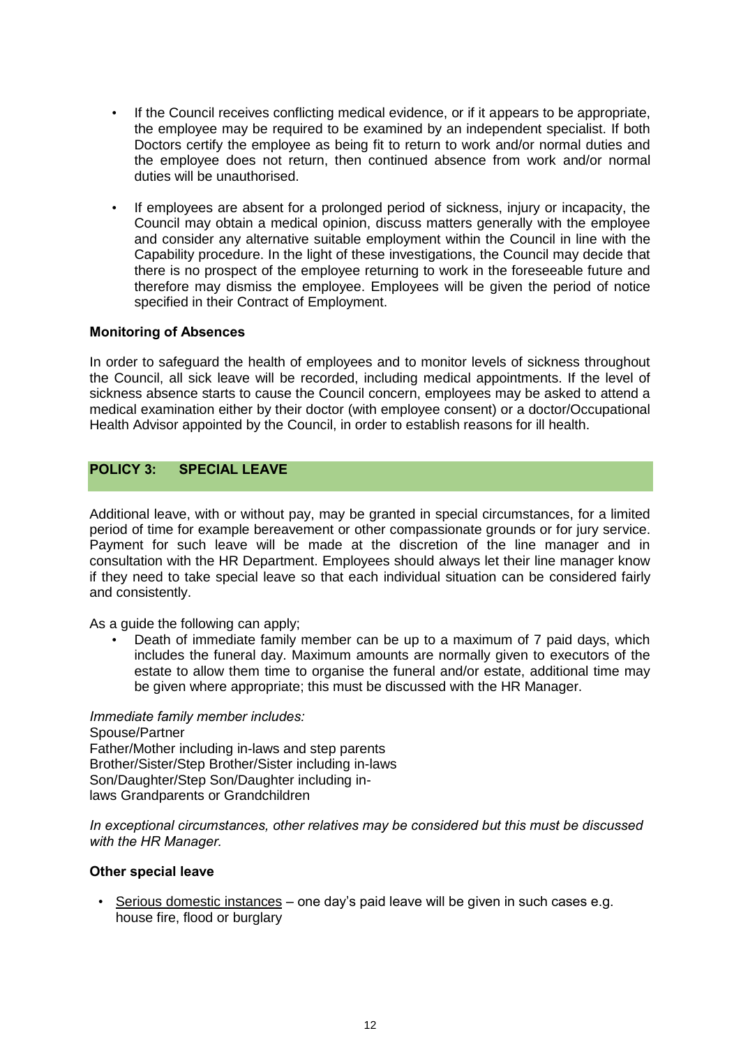- If the Council receives conflicting medical evidence, or if it appears to be appropriate, the employee may be required to be examined by an independent specialist. If both Doctors certify the employee as being fit to return to work and/or normal duties and the employee does not return, then continued absence from work and/or normal duties will be unauthorised.
- If employees are absent for a prolonged period of sickness, injury or incapacity, the Council may obtain a medical opinion, discuss matters generally with the employee and consider any alternative suitable employment within the Council in line with the Capability procedure. In the light of these investigations, the Council may decide that there is no prospect of the employee returning to work in the foreseeable future and therefore may dismiss the employee. Employees will be given the period of notice specified in their Contract of Employment.

**Monitoring of Absences**

In order to safeguard the health of employees and to monitor levels of sickness throughout the Council, all sick leave will be recorded, including medical appointments. If the level of sickness absence starts to cause the Council concern, employees may be asked to attend a medical examination either by their doctor (with employee consent) or a doctor/Occupational Health Advisor appointed by the Council, in order to establish reasons for ill health.

## POLICY 3: SPECIAL LEAVE

Additional leave, with or without pay, may be granted in special circumstances, for a limited period of time for example bereavement or other compassionate grounds or for jury service. Payment for such leave will be made at the discretion of the line manager and in consultation with the HR Department. Employees should always let their line manager know if they need to take special leave so that each individual situation can be considered fairly and consistently.

As a guide the following can apply;

- Death of immediate family member can be up to a maximum of 7 paid days, which includes the funeral day. Maximum amounts are normally given to executors of the estate to allow them time to organise the funeral and/or estate, additional time may be given where appropriate; this must be discussed with the HR Manager.

*Immediate family member includes:*
Spouse/Partner
Father/Mother including in-laws and step parents
Brother/Sister/Step Brother/Sister including in-laws
Son/Daughter/Step Son/Daughter including in-laws
Grandparents or Grandchildren

*In exceptional circumstances, other relatives may be considered but this must be discussed with the HR Manager.*

**Other special leave**

- Serious domestic instances – one day's paid leave will be given in such cases e.g. house fire, flood or burglary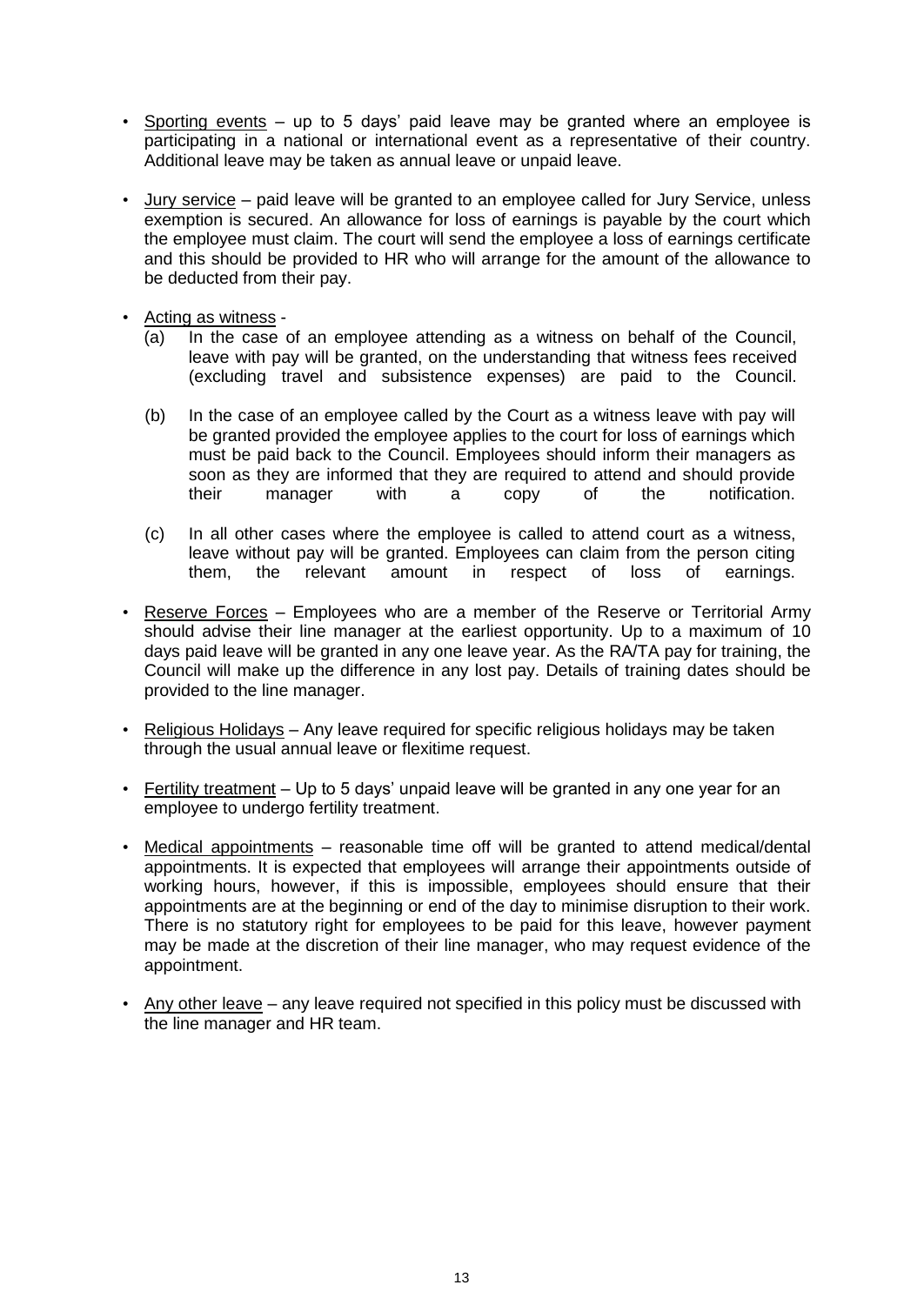- Sporting events – up to 5 days' paid leave may be granted where an employee is participating in a national or international event as a representative of their country. Additional leave may be taken as annual leave or unpaid leave.

- Jury service – paid leave will be granted to an employee called for Jury Service, unless exemption is secured. An allowance for loss of earnings is payable by the court which the employee must claim. The court will send the employee a loss of earnings certificate and this should be provided to HR who will arrange for the amount of the allowance to be deducted from their pay.

- Acting as witness -
  - (a) In the case of an employee attending as a witness on behalf of the Council, leave with pay will be granted, on the understanding that witness fees received (excluding travel and subsistence expenses) are paid to the Council.
  - (b) In the case of an employee called by the Court as a witness leave with pay will be granted provided the employee applies to the court for loss of earnings which must be paid back to the Council. Employees should inform their managers as soon as they are informed that they are required to attend and should provide their manager with a copy of the notification.
  - (c) In all other cases where the employee is called to attend court as a witness, leave without pay will be granted. Employees can claim from the person citing them, the relevant amount in respect of loss of earnings.

- Reserve Forces – Employees who are a member of the Reserve or Territorial Army should advise their line manager at the earliest opportunity. Up to a maximum of 10 days paid leave will be granted in any one leave year. As the RA/TA pay for training, the Council will make up the difference in any lost pay. Details of training dates should be provided to the line manager.

- Religious Holidays – Any leave required for specific religious holidays may be taken through the usual annual leave or flexitime request.

- Fertility treatment – Up to 5 days' unpaid leave will be granted in any one year for an employee to undergo fertility treatment.

- Medical appointments – reasonable time off will be granted to attend medical/dental appointments. It is expected that employees will arrange their appointments outside of working hours, however, if this is impossible, employees should ensure that their appointments are at the beginning or end of the day to minimise disruption to their work. There is no statutory right for employees to be paid for this leave, however payment may be made at the discretion of their line manager, who may request evidence of the appointment.

- Any other leave – any leave required not specified in this policy must be discussed with the line manager and HR team.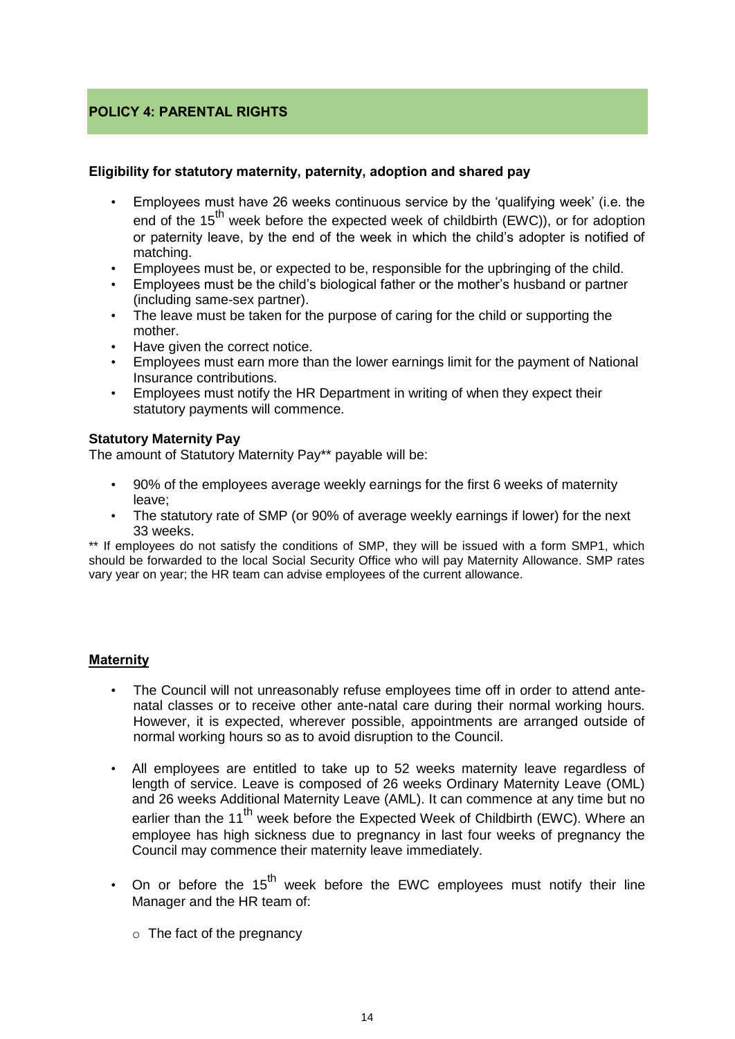## POLICY 4: PARENTAL RIGHTS

**Eligibility for statutory maternity, paternity, adoption and shared pay**

- Employees must have 26 weeks continuous service by the 'qualifying week' (i.e. the end of the 15th week before the expected week of childbirth (EWC)), or for adoption or paternity leave, by the end of the week in which the child's adopter is notified of matching.
- Employees must be, or expected to be, responsible for the upbringing of the child.
- Employees must be the child's biological father or the mother's husband or partner (including same-sex partner).
- The leave must be taken for the purpose of caring for the child or supporting the mother.
- Have given the correct notice.
- Employees must earn more than the lower earnings limit for the payment of National Insurance contributions.
- Employees must notify the HR Department in writing of when they expect their statutory payments will commence.

**Statutory Maternity Pay**

The amount of Statutory Maternity Pay** payable will be:

- 90% of the employees average weekly earnings for the first 6 weeks of maternity leave;
- The statutory rate of SMP (or 90% of average weekly earnings if lower) for the next 33 weeks.

** If employees do not satisfy the conditions of SMP, they will be issued with a form SMP1, which should be forwarded to the local Social Security Office who will pay Maternity Allowance. SMP rates vary year on year; the HR team can advise employees of the current allowance.

**Maternity**

- The Council will not unreasonably refuse employees time off in order to attend ante-natal classes or to receive other ante-natal care during their normal working hours. However, it is expected, wherever possible, appointments are arranged outside of normal working hours so as to avoid disruption to the Council.
- All employees are entitled to take up to 52 weeks maternity leave regardless of length of service. Leave is composed of 26 weeks Ordinary Maternity Leave (OML) and 26 weeks Additional Maternity Leave (AML). It can commence at any time but no earlier than the 11th week before the Expected Week of Childbirth (EWC). Where an employee has high sickness due to pregnancy in last four weeks of pregnancy the Council may commence their maternity leave immediately.
- On or before the 15th week before the EWC employees must notify their line Manager and the HR team of:
    - The fact of the pregnancy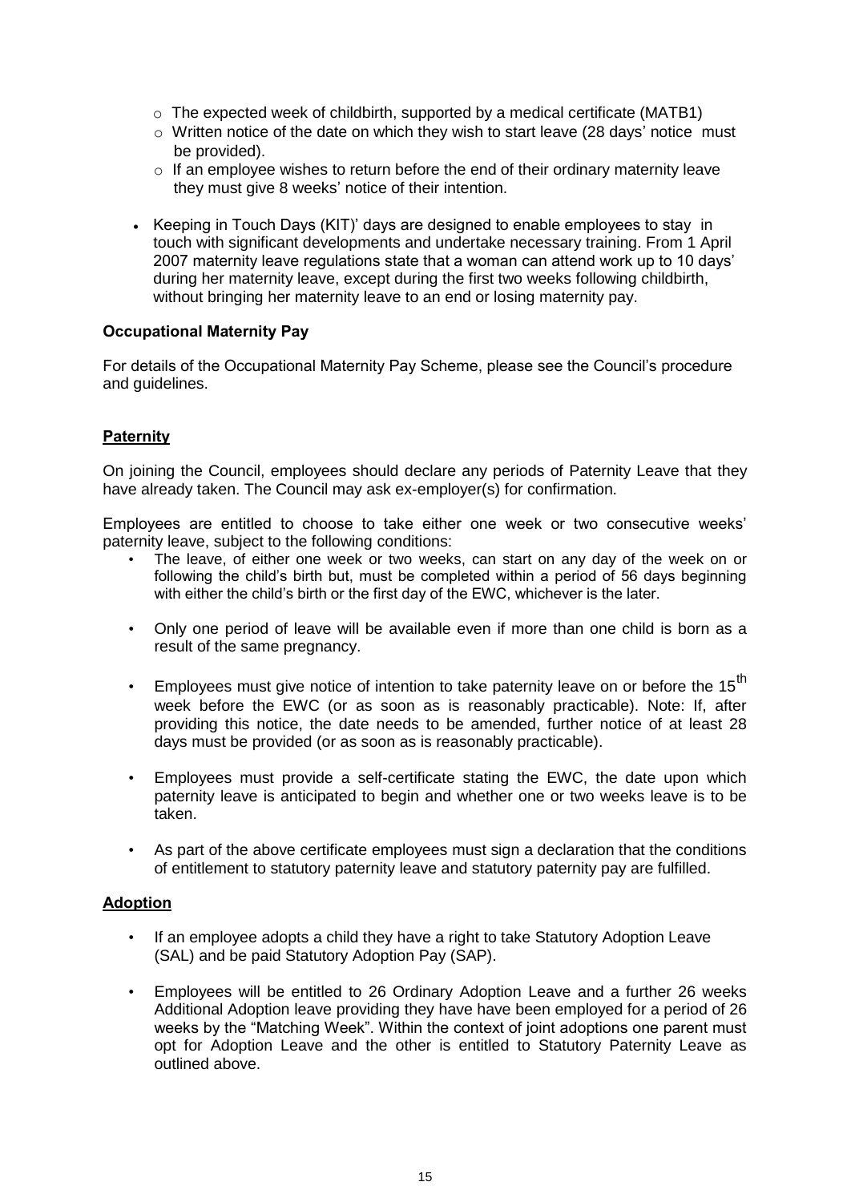- The expected week of childbirth, supported by a medical certificate (MATB1)
  - Written notice of the date on which they wish to start leave (28 days' notice must be provided).
  - If an employee wishes to return before the end of their ordinary maternity leave they must give 8 weeks' notice of their intention.

- Keeping in Touch Days (KIT)' days are designed to enable employees to stay in touch with significant developments and undertake necessary training. From 1 April 2007 maternity leave regulations state that a woman can attend work up to 10 days' during her maternity leave, except during the first two weeks following childbirth, without bringing her maternity leave to an end or losing maternity pay.

**Occupational Maternity Pay**

For details of the Occupational Maternity Pay Scheme, please see the Council's procedure and guidelines.

**Paternity**

On joining the Council, employees should declare any periods of Paternity Leave that they have already taken. The Council may ask ex-employer(s) for confirmation.

Employees are entitled to choose to take either one week or two consecutive weeks' paternity leave, subject to the following conditions:

- The leave, of either one week or two weeks, can start on any day of the week on or following the child's birth but, must be completed within a period of 56 days beginning with either the child's birth or the first day of the EWC, whichever is the later.

- Only one period of leave will be available even if more than one child is born as a result of the same pregnancy.

- Employees must give notice of intention to take paternity leave on or before the 15th week before the EWC (or as soon as is reasonably practicable). Note: If, after providing this notice, the date needs to be amended, further notice of at least 28 days must be provided (or as soon as is reasonably practicable).

- Employees must provide a self-certificate stating the EWC, the date upon which paternity leave is anticipated to begin and whether one or two weeks leave is to be taken.

- As part of the above certificate employees must sign a declaration that the conditions of entitlement to statutory paternity leave and statutory paternity pay are fulfilled.

**Adoption**

- If an employee adopts a child they have a right to take Statutory Adoption Leave (SAL) and be paid Statutory Adoption Pay (SAP).

- Employees will be entitled to 26 Ordinary Adoption Leave and a further 26 weeks Additional Adoption leave providing they have have been employed for a period of 26 weeks by the "Matching Week". Within the context of joint adoptions one parent must opt for Adoption Leave and the other is entitled to Statutory Paternity Leave as outlined above.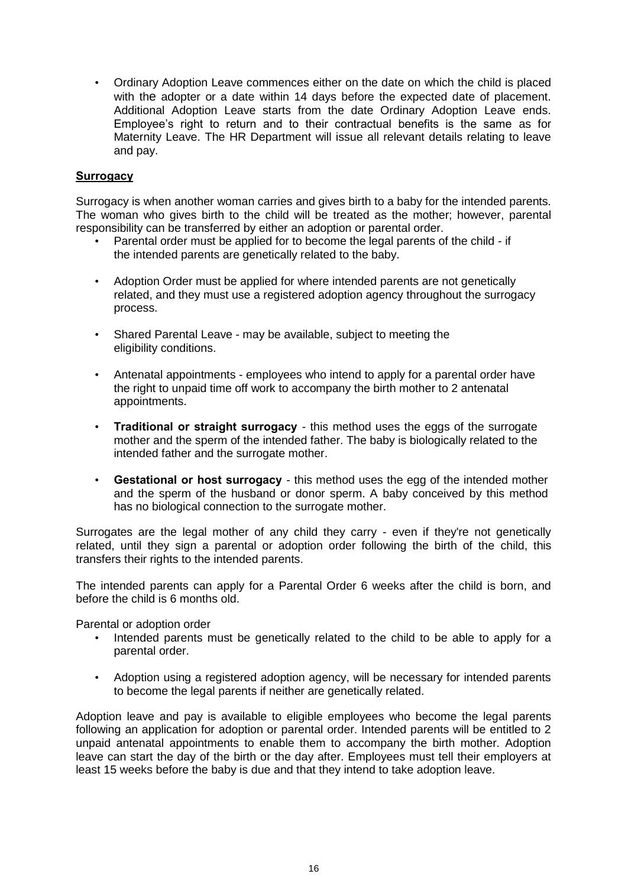- Ordinary Adoption Leave commences either on the date on which the child is placed with the adopter or a date within 14 days before the expected date of placement. Additional Adoption Leave starts from the date Ordinary Adoption Leave ends. Employee's right to return and to their contractual benefits is the same as for Maternity Leave. The HR Department will issue all relevant details relating to leave and pay.

**Surrogacy**

Surrogacy is when another woman carries and gives birth to a baby for the intended parents. The woman who gives birth to the child will be treated as the mother; however, parental responsibility can be transferred by either an adoption or parental order.

- Parental order must be applied for to become the legal parents of the child - if the intended parents are genetically related to the baby.

- Adoption Order must be applied for where intended parents are not genetically related, and they must use a registered adoption agency throughout the surrogacy process.

- Shared Parental Leave - may be available, subject to meeting the eligibility conditions.

- Antenatal appointments - employees who intend to apply for a parental order have the right to unpaid time off work to accompany the birth mother to 2 antenatal appointments.

- **Traditional or straight surrogacy** - this method uses the eggs of the surrogate mother and the sperm of the intended father. The baby is biologically related to the intended father and the surrogate mother.

- **Gestational or host surrogacy** - this method uses the egg of the intended mother and the sperm of the husband or donor sperm. A baby conceived by this method has no biological connection to the surrogate mother.

Surrogates are the legal mother of any child they carry - even if they're not genetically related, until they sign a parental or adoption order following the birth of the child, this transfers their rights to the intended parents.

The intended parents can apply for a Parental Order 6 weeks after the child is born, and before the child is 6 months old.

Parental or adoption order

- Intended parents must be genetically related to the child to be able to apply for a parental order.

- Adoption using a registered adoption agency, will be necessary for intended parents to become the legal parents if neither are genetically related.

Adoption leave and pay is available to eligible employees who become the legal parents following an application for adoption or parental order. Intended parents will be entitled to 2 unpaid antenatal appointments to enable them to accompany the birth mother. Adoption leave can start the day of the birth or the day after. Employees must tell their employers at least 15 weeks before the baby is due and that they intend to take adoption leave.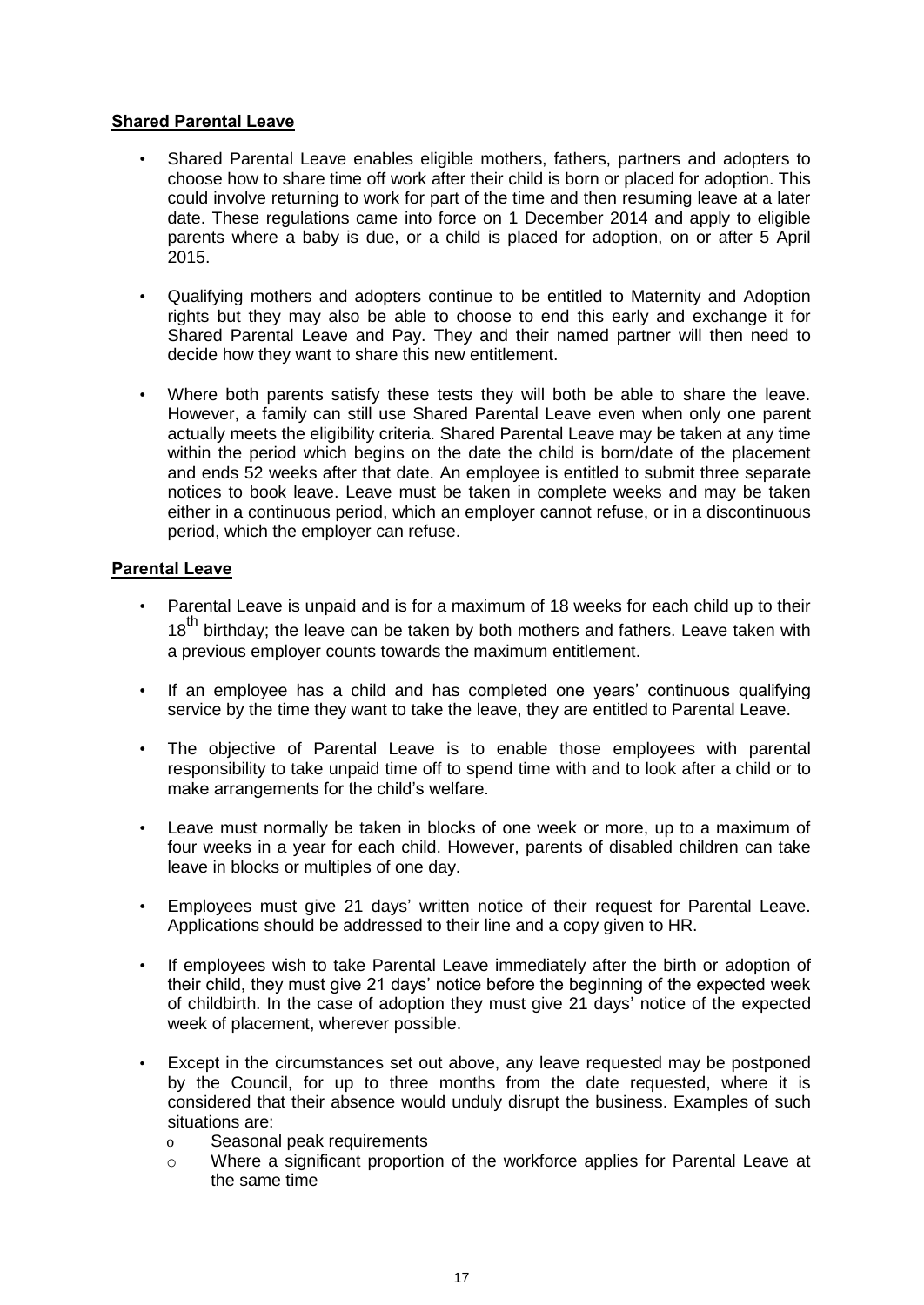**Shared Parental Leave**

- Shared Parental Leave enables eligible mothers, fathers, partners and adopters to choose how to share time off work after their child is born or placed for adoption. This could involve returning to work for part of the time and then resuming leave at a later date. These regulations came into force on 1 December 2014 and apply to eligible parents where a baby is due, or a child is placed for adoption, on or after 5 April 2015.

- Qualifying mothers and adopters continue to be entitled to Maternity and Adoption rights but they may also be able to choose to end this early and exchange it for Shared Parental Leave and Pay. They and their named partner will then need to decide how they want to share this new entitlement.

- Where both parents satisfy these tests they will both be able to share the leave. However, a family can still use Shared Parental Leave even when only one parent actually meets the eligibility criteria. Shared Parental Leave may be taken at any time within the period which begins on the date the child is born/date of the placement and ends 52 weeks after that date. An employee is entitled to submit three separate notices to book leave. Leave must be taken in complete weeks and may be taken either in a continuous period, which an employer cannot refuse, or in a discontinuous period, which the employer can refuse.

**Parental Leave**

- Parental Leave is unpaid and is for a maximum of 18 weeks for each child up to their 18th birthday; the leave can be taken by both mothers and fathers. Leave taken with a previous employer counts towards the maximum entitlement.

- If an employee has a child and has completed one years' continuous qualifying service by the time they want to take the leave, they are entitled to Parental Leave.

- The objective of Parental Leave is to enable those employees with parental responsibility to take unpaid time off to spend time with and to look after a child or to make arrangements for the child's welfare.

- Leave must normally be taken in blocks of one week or more, up to a maximum of four weeks in a year for each child. However, parents of disabled children can take leave in blocks or multiples of one day.

- Employees must give 21 days' written notice of their request for Parental Leave. Applications should be addressed to their line and a copy given to HR.

- If employees wish to take Parental Leave immediately after the birth or adoption of their child, they must give 21 days' notice before the beginning of the expected week of childbirth. In the case of adoption they must give 21 days' notice of the expected week of placement, wherever possible.

- Except in the circumstances set out above, any leave requested may be postponed by the Council, for up to three months from the date requested, where it is considered that their absence would unduly disrupt the business. Examples of such situations are:
  - Seasonal peak requirements
  - Where a significant proportion of the workforce applies for Parental Leave at the same time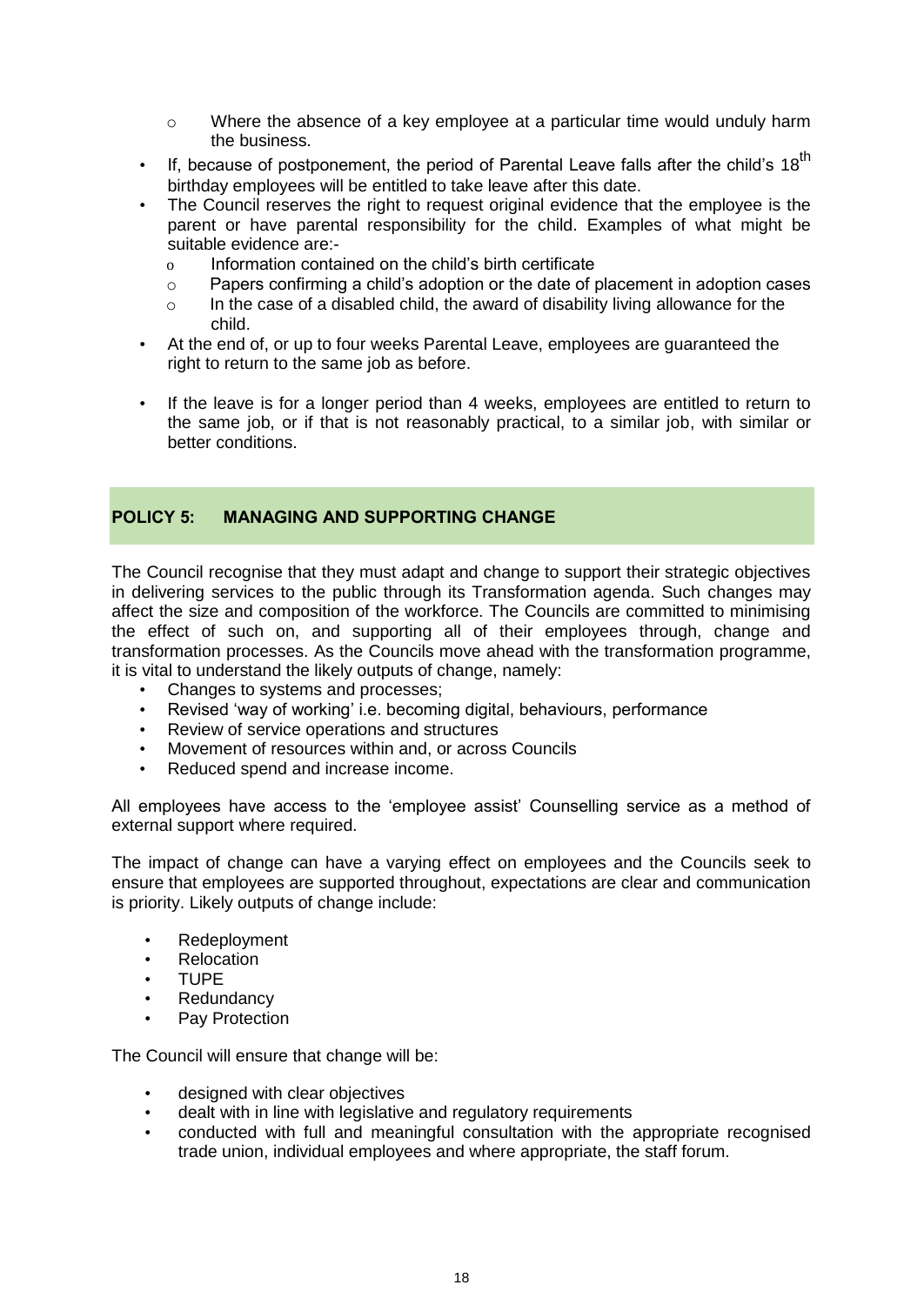- Where the absence of a key employee at a particular time would unduly harm the business.
- If, because of postponement, the period of Parental Leave falls after the child's 18th birthday employees will be entitled to take leave after this date.
- The Council reserves the right to request original evidence that the employee is the parent or have parental responsibility for the child. Examples of what might be suitable evidence are:-
  - Information contained on the child's birth certificate
  - Papers confirming a child's adoption or the date of placement in adoption cases
  - In the case of a disabled child, the award of disability living allowance for the child.
- At the end of, or up to four weeks Parental Leave, employees are guaranteed the right to return to the same job as before.
- If the leave is for a longer period than 4 weeks, employees are entitled to return to the same job, or if that is not reasonably practical, to a similar job, with similar or better conditions.

## POLICY 5: MANAGING AND SUPPORTING CHANGE

The Council recognise that they must adapt and change to support their strategic objectives in delivering services to the public through its Transformation agenda. Such changes may affect the size and composition of the workforce. The Councils are committed to minimising the effect of such on, and supporting all of their employees through, change and transformation processes. As the Councils move ahead with the transformation programme, it is vital to understand the likely outputs of change, namely:

- Changes to systems and processes;
- Revised 'way of working' i.e. becoming digital, behaviours, performance
- Review of service operations and structures
- Movement of resources within and, or across Councils
- Reduced spend and increase income.

All employees have access to the 'employee assist' Counselling service as a method of external support where required.

The impact of change can have a varying effect on employees and the Councils seek to ensure that employees are supported throughout, expectations are clear and communication is priority. Likely outputs of change include:

- Redeployment
- Relocation
- TUPE
- Redundancy
- Pay Protection

The Council will ensure that change will be:

- designed with clear objectives
- dealt with in line with legislative and regulatory requirements
- conducted with full and meaningful consultation with the appropriate recognised trade union, individual employees and where appropriate, the staff forum.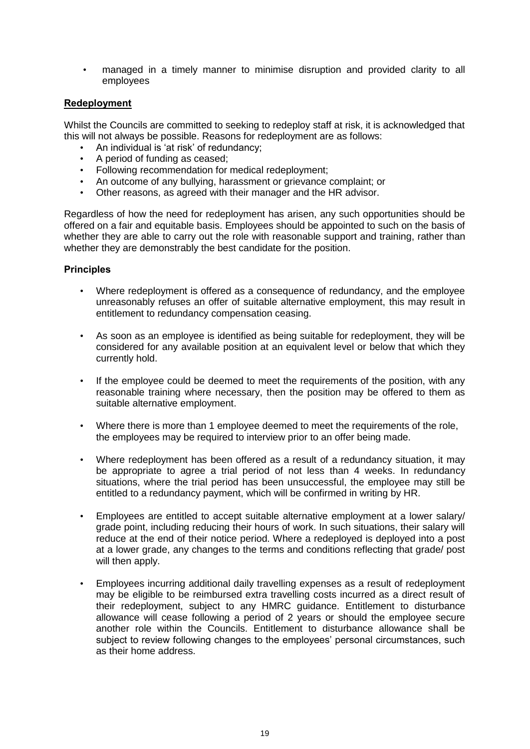- managed in a timely manner to minimise disruption and provided clarity to all employees

## Redeployment

Whilst the Councils are committed to seeking to redeploy staff at risk, it is acknowledged that this will not always be possible. Reasons for redeployment are as follows:

- An individual is 'at risk' of redundancy;
- A period of funding as ceased;
- Following recommendation for medical redeployment;
- An outcome of any bullying, harassment or grievance complaint; or
- Other reasons, as agreed with their manager and the HR advisor.

Regardless of how the need for redeployment has arisen, any such opportunities should be offered on a fair and equitable basis. Employees should be appointed to such on the basis of whether they are able to carry out the role with reasonable support and training, rather than whether they are demonstrably the best candidate for the position.

### Principles

- Where redeployment is offered as a consequence of redundancy, and the employee unreasonably refuses an offer of suitable alternative employment, this may result in entitlement to redundancy compensation ceasing.

- As soon as an employee is identified as being suitable for redeployment, they will be considered for any available position at an equivalent level or below that which they currently hold.

- If the employee could be deemed to meet the requirements of the position, with any reasonable training where necessary, then the position may be offered to them as suitable alternative employment.

- Where there is more than 1 employee deemed to meet the requirements of the role, the employees may be required to interview prior to an offer being made.

- Where redeployment has been offered as a result of a redundancy situation, it may be appropriate to agree a trial period of not less than 4 weeks. In redundancy situations, where the trial period has been unsuccessful, the employee may still be entitled to a redundancy payment, which will be confirmed in writing by HR.

- Employees are entitled to accept suitable alternative employment at a lower salary/ grade point, including reducing their hours of work. In such situations, their salary will reduce at the end of their notice period. Where a redeployed is deployed into a post at a lower grade, any changes to the terms and conditions reflecting that grade/ post will then apply.

- Employees incurring additional daily travelling expenses as a result of redeployment may be eligible to be reimbursed extra travelling costs incurred as a direct result of their redeployment, subject to any HMRC guidance. Entitlement to disturbance allowance will cease following a period of 2 years or should the employee secure another role within the Councils. Entitlement to disturbance allowance shall be subject to review following changes to the employees' personal circumstances, such as their home address.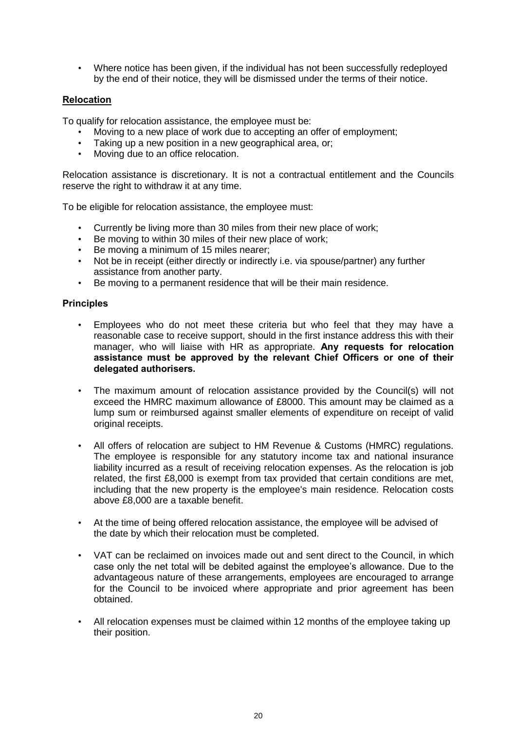- Where notice has been given, if the individual has not been successfully redeployed by the end of their notice, they will be dismissed under the terms of their notice.

## Relocation

To qualify for relocation assistance, the employee must be:

- Moving to a new place of work due to accepting an offer of employment;
- Taking up a new position in a new geographical area, or;
- Moving due to an office relocation.

Relocation assistance is discretionary. It is not a contractual entitlement and the Councils reserve the right to withdraw it at any time.

To be eligible for relocation assistance, the employee must:

- Currently be living more than 30 miles from their new place of work;
- Be moving to within 30 miles of their new place of work;
- Be moving a minimum of 15 miles nearer;
- Not be in receipt (either directly or indirectly i.e. via spouse/partner) any further assistance from another party.
- Be moving to a permanent residence that will be their main residence.

### Principles

- Employees who do not meet these criteria but who feel that they may have a reasonable case to receive support, should in the first instance address this with their manager, who will liaise with HR as appropriate. **Any requests for relocation assistance must be approved by the relevant Chief Officers or one of their delegated authorisers.**

- The maximum amount of relocation assistance provided by the Council(s) will not exceed the HMRC maximum allowance of £8000. This amount may be claimed as a lump sum or reimbursed against smaller elements of expenditure on receipt of valid original receipts.

- All offers of relocation are subject to HM Revenue & Customs (HMRC) regulations. The employee is responsible for any statutory income tax and national insurance liability incurred as a result of receiving relocation expenses. As the relocation is job related, the first £8,000 is exempt from tax provided that certain conditions are met, including that the new property is the employee's main residence. Relocation costs above £8,000 are a taxable benefit.

- At the time of being offered relocation assistance, the employee will be advised of the date by which their relocation must be completed.

- VAT can be reclaimed on invoices made out and sent direct to the Council, in which case only the net total will be debited against the employee's allowance. Due to the advantageous nature of these arrangements, employees are encouraged to arrange for the Council to be invoiced where appropriate and prior agreement has been obtained.

- All relocation expenses must be claimed within 12 months of the employee taking up their position.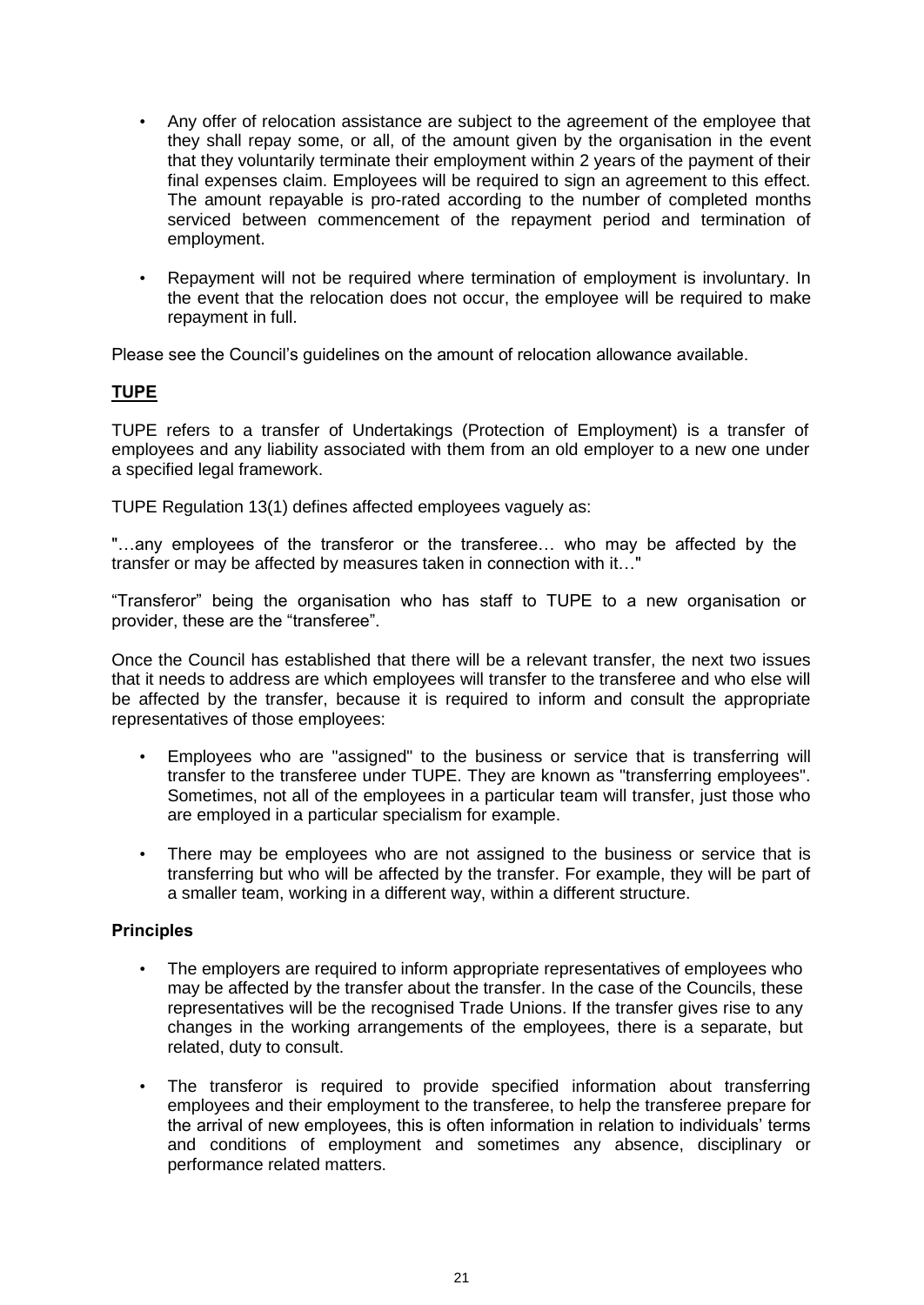- Any offer of relocation assistance are subject to the agreement of the employee that they shall repay some, or all, of the amount given by the organisation in the event that they voluntarily terminate their employment within 2 years of the payment of their final expenses claim. Employees will be required to sign an agreement to this effect. The amount repayable is pro-rated according to the number of completed months serviced between commencement of the repayment period and termination of employment.

- Repayment will not be required where termination of employment is involuntary. In the event that the relocation does not occur, the employee will be required to make repayment in full.

Please see the Council's guidelines on the amount of relocation allowance available.

## TUPE

TUPE refers to a transfer of Undertakings (Protection of Employment) is a transfer of employees and any liability associated with them from an old employer to a new one under a specified legal framework.

TUPE Regulation 13(1) defines affected employees vaguely as:

"…any employees of the transferor or the transferee… who may be affected by the transfer or may be affected by measures taken in connection with it…"

"Transferor" being the organisation who has staff to TUPE to a new organisation or provider, these are the "transferee".

Once the Council has established that there will be a relevant transfer, the next two issues that it needs to address are which employees will transfer to the transferee and who else will be affected by the transfer, because it is required to inform and consult the appropriate representatives of those employees:

- Employees who are "assigned" to the business or service that is transferring will transfer to the transferee under TUPE. They are known as "transferring employees". Sometimes, not all of the employees in a particular team will transfer, just those who are employed in a particular specialism for example.

- There may be employees who are not assigned to the business or service that is transferring but who will be affected by the transfer. For example, they will be part of a smaller team, working in a different way, within a different structure.

### Principles

- The employers are required to inform appropriate representatives of employees who may be affected by the transfer about the transfer. In the case of the Councils, these representatives will be the recognised Trade Unions. If the transfer gives rise to any changes in the working arrangements of the employees, there is a separate, but related, duty to consult.

- The transferor is required to provide specified information about transferring employees and their employment to the transferee, to help the transferee prepare for the arrival of new employees, this is often information in relation to individuals' terms and conditions of employment and sometimes any absence, disciplinary or performance related matters.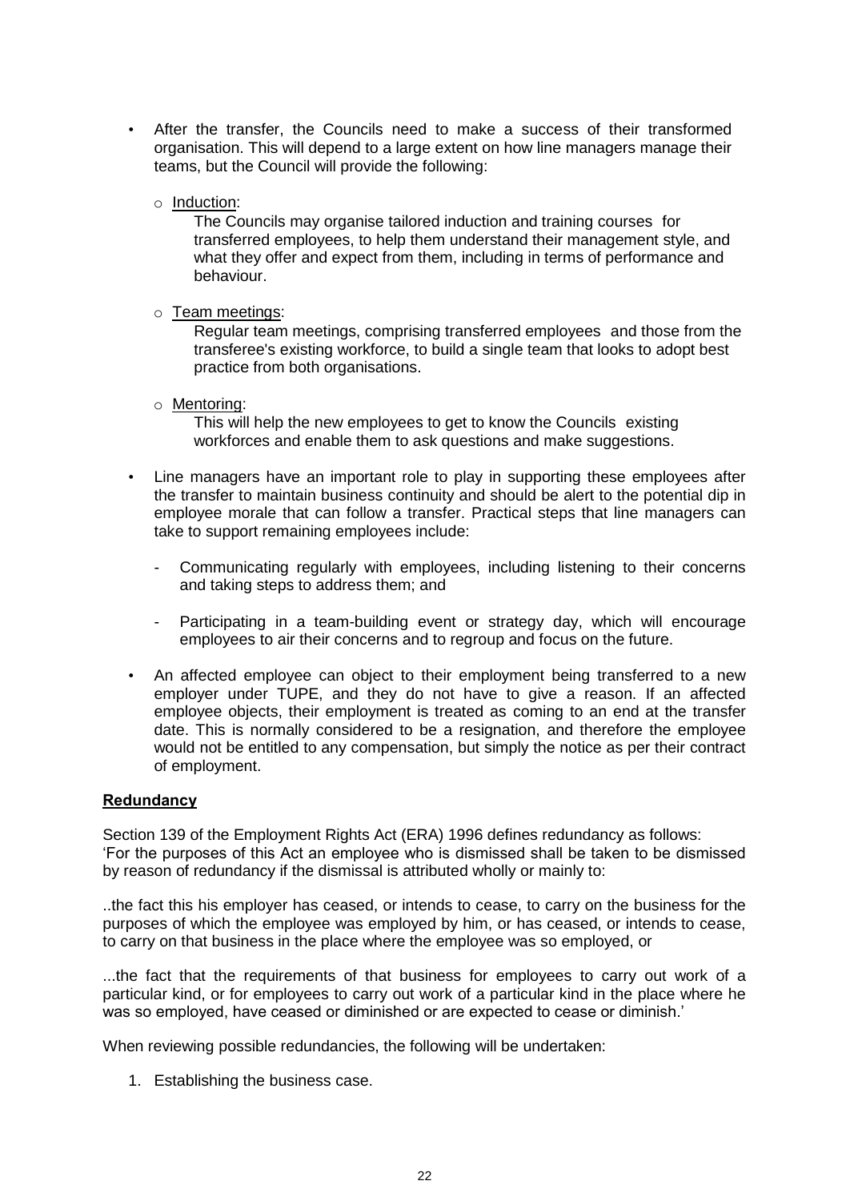- After the transfer, the Councils need to make a success of their transformed organisation. This will depend to a large extent on how line managers manage their teams, but the Council will provide the following:

  - Induction:
    The Councils may organise tailored induction and training courses for transferred employees, to help them understand their management style, and what they offer and expect from them, including in terms of performance and behaviour.

  - Team meetings:
    Regular team meetings, comprising transferred employees and those from the transferee's existing workforce, to build a single team that looks to adopt best practice from both organisations.

  - Mentoring:
    This will help the new employees to get to know the Councils existing workforces and enable them to ask questions and make suggestions.

- Line managers have an important role to play in supporting these employees after the transfer to maintain business continuity and should be alert to the potential dip in employee morale that can follow a transfer. Practical steps that line managers can take to support remaining employees include:

  - Communicating regularly with employees, including listening to their concerns and taking steps to address them; and

  - Participating in a team-building event or strategy day, which will encourage employees to air their concerns and to regroup and focus on the future.

- An affected employee can object to their employment being transferred to a new employer under TUPE, and they do not have to give a reason. If an affected employee objects, their employment is treated as coming to an end at the transfer date. This is normally considered to be a resignation, and therefore the employee would not be entitled to any compensation, but simply the notice as per their contract of employment.

**Redundancy**

Section 139 of the Employment Rights Act (ERA) 1996 defines redundancy as follows:
'For the purposes of this Act an employee who is dismissed shall be taken to be dismissed by reason of redundancy if the dismissal is attributed wholly or mainly to:

..the fact this his employer has ceased, or intends to cease, to carry on the business for the purposes of which the employee was employed by him, or has ceased, or intends to cease, to carry on that business in the place where the employee was so employed, or

...the fact that the requirements of that business for employees to carry out work of a particular kind, or for employees to carry out work of a particular kind in the place where he was so employed, have ceased or diminished or are expected to cease or diminish.'

When reviewing possible redundancies, the following will be undertaken:

1. Establishing the business case.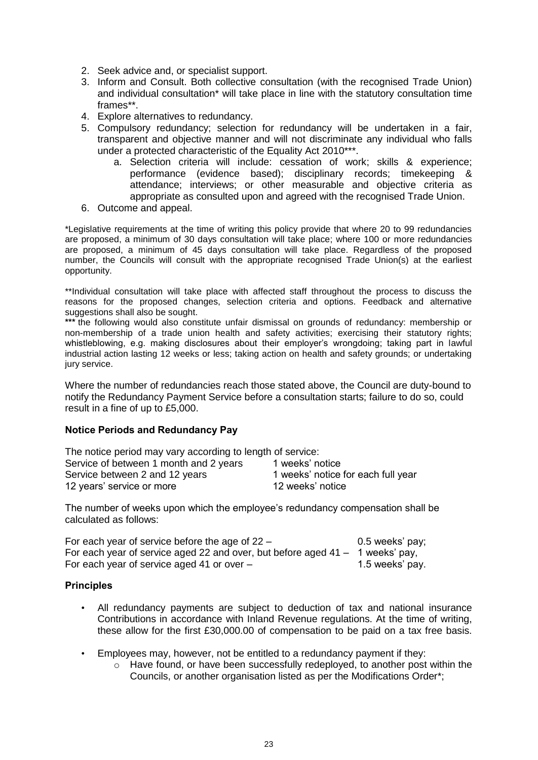2. Seek advice and, or specialist support.
3. Inform and Consult. Both collective consultation (with the recognised Trade Union) and individual consultation* will take place in line with the statutory consultation time frames**.
4. Explore alternatives to redundancy.
5. Compulsory redundancy; selection for redundancy will be undertaken in a fair, transparent and objective manner and will not discriminate any individual who falls under a protected characteristic of the Equality Act 2010***.
   a. Selection criteria will include: cessation of work; skills & experience; performance (evidence based); disciplinary records; timekeeping & attendance; interviews; or other measurable and objective criteria as appropriate as consulted upon and agreed with the recognised Trade Union.
6. Outcome and appeal.

*Legislative requirements at the time of writing this policy provide that where 20 to 99 redundancies are proposed, a minimum of 30 days consultation will take place; where 100 or more redundancies are proposed, a minimum of 45 days consultation will take place. Regardless of the proposed number, the Councils will consult with the appropriate recognised Trade Union(s) at the earliest opportunity.

**Individual consultation will take place with affected staff throughout the process to discuss the reasons for the proposed changes, selection criteria and options. Feedback and alternative suggestions shall also be sought.

*** the following would also constitute unfair dismissal on grounds of redundancy: membership or non-membership of a trade union health and safety activities; exercising their statutory rights; whistleblowing, e.g. making disclosures about their employer's wrongdoing; taking part in lawful industrial action lasting 12 weeks or less; taking action on health and safety grounds; or undertaking jury service.

Where the number of redundancies reach those stated above, the Council are duty-bound to notify the Redundancy Payment Service before a consultation starts; failure to do so, could result in a fine of up to £5,000.

**Notice Periods and Redundancy Pay**

The notice period may vary according to length of service:

| | |
|---|---|
| Service of between 1 month and 2 years | 1 weeks' notice |
| Service between 2 and 12 years | 1 weeks' notice for each full year |
| 12 years' service or more | 12 weeks' notice |

The number of weeks upon which the employee's redundancy compensation shall be calculated as follows:

| | |
|---|---|
| For each year of service before the age of 22 – | 0.5 weeks' pay; |
| For each year of service aged 22 and over, but before aged 41 – | 1 weeks' pay, |
| For each year of service aged 41 or over – | 1.5 weeks' pay. |

**Principles**

- All redundancy payments are subject to deduction of tax and national insurance Contributions in accordance with Inland Revenue regulations. At the time of writing, these allow for the first £30,000.00 of compensation to be paid on a tax free basis.
- Employees may, however, not be entitled to a redundancy payment if they:
  - Have found, or have been successfully redeployed, to another post within the Councils, or another organisation listed as per the Modifications Order*;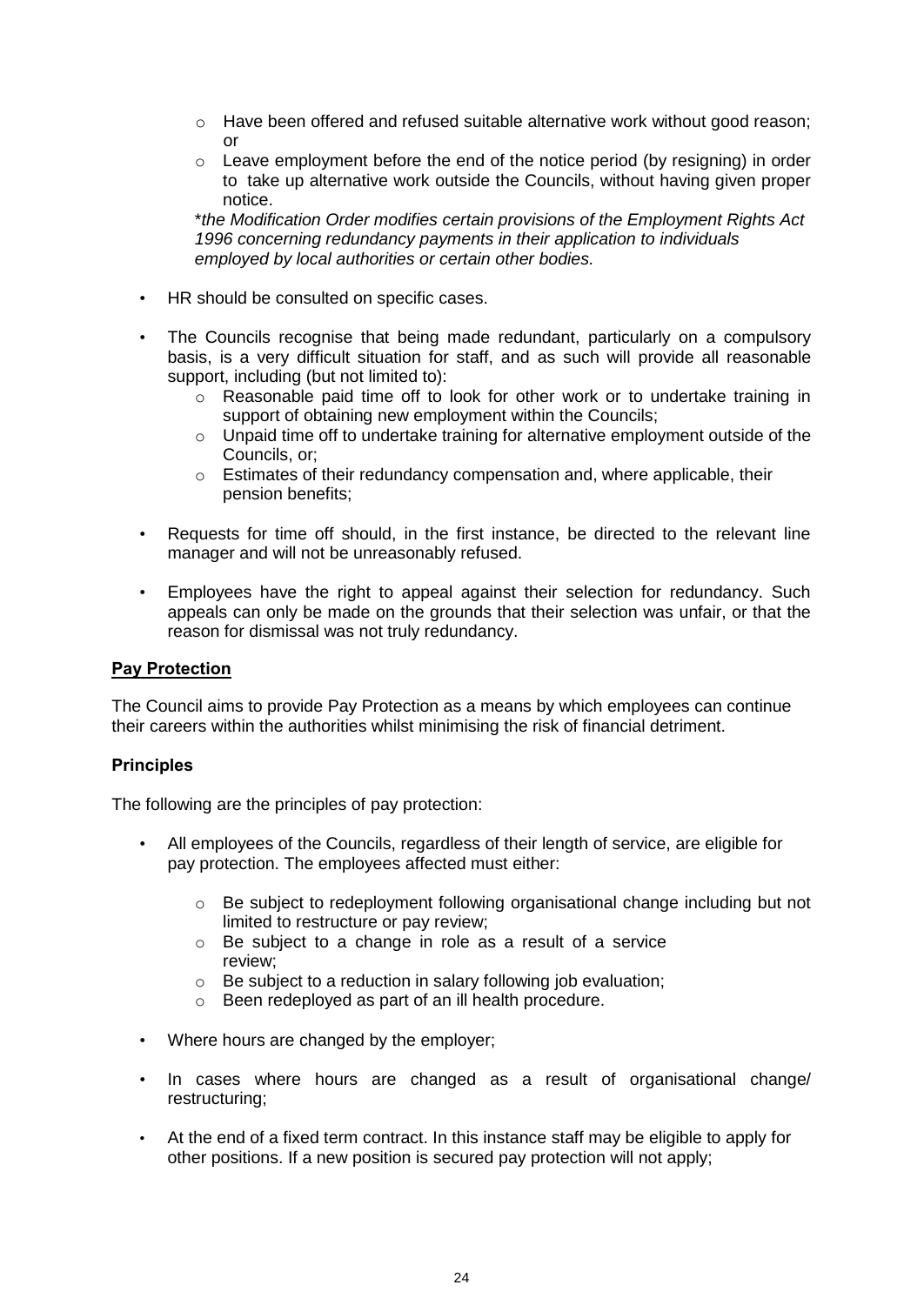- Have been offered and refused suitable alternative work without good reason; or
  - Leave employment before the end of the notice period (by resigning) in order to take up alternative work outside the Councils, without having given proper notice.

  *\*the Modification Order modifies certain provisions of the Employment Rights Act 1996 concerning redundancy payments in their application to individuals employed by local authorities or certain other bodies.*

- HR should be consulted on specific cases.

- The Councils recognise that being made redundant, particularly on a compulsory basis, is a very difficult situation for staff, and as such will provide all reasonable support, including (but not limited to):
  - Reasonable paid time off to look for other work or to undertake training in support of obtaining new employment within the Councils;
  - Unpaid time off to undertake training for alternative employment outside of the Councils, or;
  - Estimates of their redundancy compensation and, where applicable, their pension benefits;

- Requests for time off should, in the first instance, be directed to the relevant line manager and will not be unreasonably refused.

- Employees have the right to appeal against their selection for redundancy. Such appeals can only be made on the grounds that their selection was unfair, or that the reason for dismissal was not truly redundancy.

## Pay Protection

The Council aims to provide Pay Protection as a means by which employees can continue their careers within the authorities whilst minimising the risk of financial detriment.

### Principles

The following are the principles of pay protection:

- All employees of the Councils, regardless of their length of service, are eligible for pay protection. The employees affected must either:
  - Be subject to redeployment following organisational change including but not limited to restructure or pay review;
  - Be subject to a change in role as a result of a service review;
  - Be subject to a reduction in salary following job evaluation;
  - Been redeployed as part of an ill health procedure.

- Where hours are changed by the employer;

- In cases where hours are changed as a result of organisational change/ restructuring;

- At the end of a fixed term contract. In this instance staff may be eligible to apply for other positions. If a new position is secured pay protection will not apply;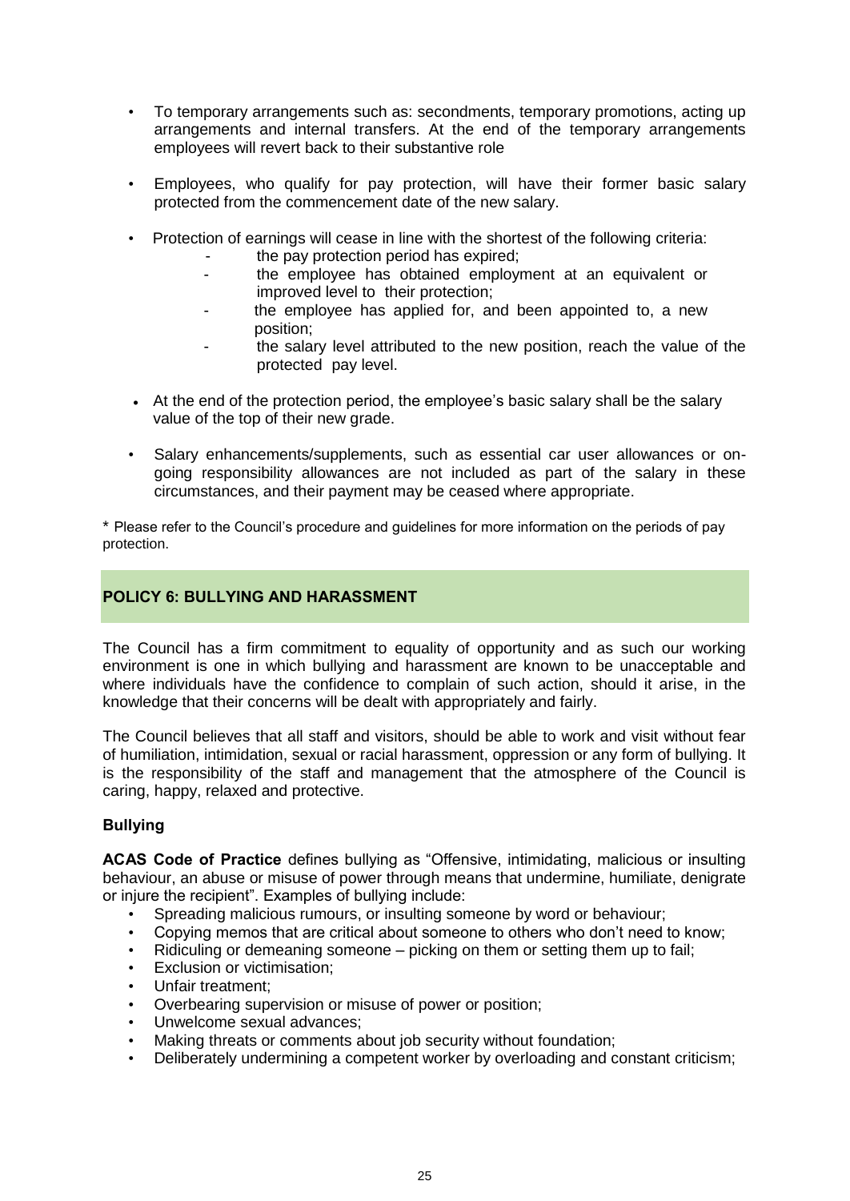- To temporary arrangements such as: secondments, temporary promotions, acting up arrangements and internal transfers. At the end of the temporary arrangements employees will revert back to their substantive role

- Employees, who qualify for pay protection, will have their former basic salary protected from the commencement date of the new salary.

- Protection of earnings will cease in line with the shortest of the following criteria:
  - the pay protection period has expired;
  - the employee has obtained employment at an equivalent or improved level to their protection;
  - the employee has applied for, and been appointed to, a new position;
  - the salary level attributed to the new position, reach the value of the protected pay level.

- At the end of the protection period, the employee's basic salary shall be the salary value of the top of their new grade.

- Salary enhancements/supplements, such as essential car user allowances or on-going responsibility allowances are not included as part of the salary in these circumstances, and their payment may be ceased where appropriate.

\* Please refer to the Council's procedure and guidelines for more information on the periods of pay protection.

## POLICY 6: BULLYING AND HARASSMENT

The Council has a firm commitment to equality of opportunity and as such our working environment is one in which bullying and harassment are known to be unacceptable and where individuals have the confidence to complain of such action, should it arise, in the knowledge that their concerns will be dealt with appropriately and fairly.

The Council believes that all staff and visitors, should be able to work and visit without fear of humiliation, intimidation, sexual or racial harassment, oppression or any form of bullying. It is the responsibility of the staff and management that the atmosphere of the Council is caring, happy, relaxed and protective.

### Bullying

**ACAS Code of Practice** defines bullying as "Offensive, intimidating, malicious or insulting behaviour, an abuse or misuse of power through means that undermine, humiliate, denigrate or injure the recipient". Examples of bullying include:

- Spreading malicious rumours, or insulting someone by word or behaviour;
- Copying memos that are critical about someone to others who don't need to know;
- Ridiculing or demeaning someone – picking on them or setting them up to fail;
- Exclusion or victimisation;
- Unfair treatment;
- Overbearing supervision or misuse of power or position;
- Unwelcome sexual advances;
- Making threats or comments about job security without foundation;
- Deliberately undermining a competent worker by overloading and constant criticism;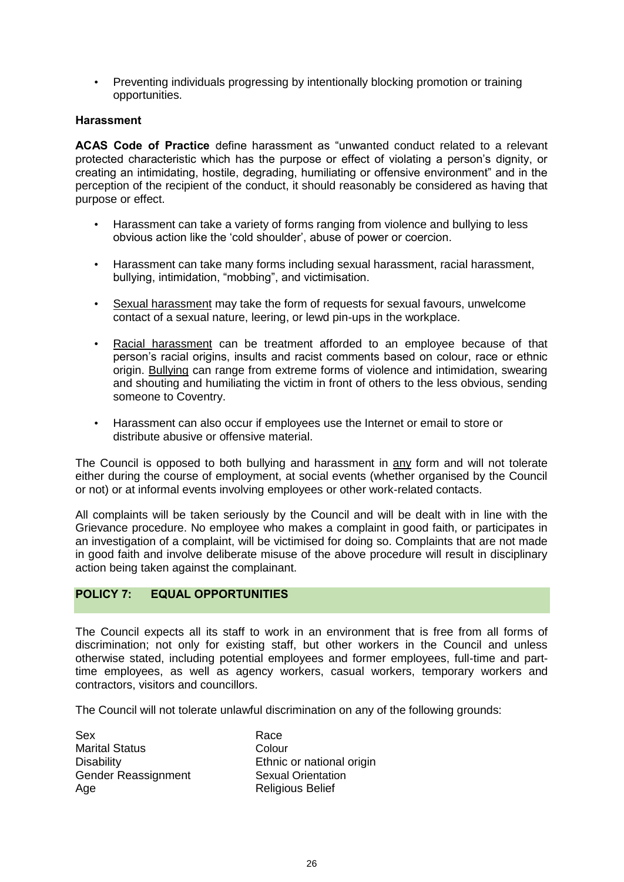- Preventing individuals progressing by intentionally blocking promotion or training opportunities.

**Harassment**

**ACAS Code of Practice** define harassment as "unwanted conduct related to a relevant protected characteristic which has the purpose or effect of violating a person's dignity, or creating an intimidating, hostile, degrading, humiliating or offensive environment" and in the perception of the recipient of the conduct, it should reasonably be considered as having that purpose or effect.

- Harassment can take a variety of forms ranging from violence and bullying to less obvious action like the 'cold shoulder', abuse of power or coercion.
- Harassment can take many forms including sexual harassment, racial harassment, bullying, intimidation, "mobbing", and victimisation.
- Sexual harassment may take the form of requests for sexual favours, unwelcome contact of a sexual nature, leering, or lewd pin-ups in the workplace.
- Racial harassment can be treatment afforded to an employee because of that person's racial origins, insults and racist comments based on colour, race or ethnic origin. Bullying can range from extreme forms of violence and intimidation, swearing and shouting and humiliating the victim in front of others to the less obvious, sending someone to Coventry.
- Harassment can also occur if employees use the Internet or email to store or distribute abusive or offensive material.

The Council is opposed to both bullying and harassment in any form and will not tolerate either during the course of employment, at social events (whether organised by the Council or not) or at informal events involving employees or other work-related contacts.

All complaints will be taken seriously by the Council and will be dealt with in line with the Grievance procedure. No employee who makes a complaint in good faith, or participates in an investigation of a complaint, will be victimised for doing so. Complaints that are not made in good faith and involve deliberate misuse of the above procedure will result in disciplinary action being taken against the complainant.

## POLICY 7: EQUAL OPPORTUNITIES

The Council expects all its staff to work in an environment that is free from all forms of discrimination; not only for existing staff, but other workers in the Council and unless otherwise stated, including potential employees and former employees, full-time and part-time employees, as well as agency workers, casual workers, temporary workers and contractors, visitors and councillors.

The Council will not tolerate unlawful discrimination on any of the following grounds:

| | |
|---|---|
| Sex | Race |
| Marital Status | Colour |
| Disability | Ethnic or national origin |
| Gender Reassignment | Sexual Orientation |
| Age | Religious Belief |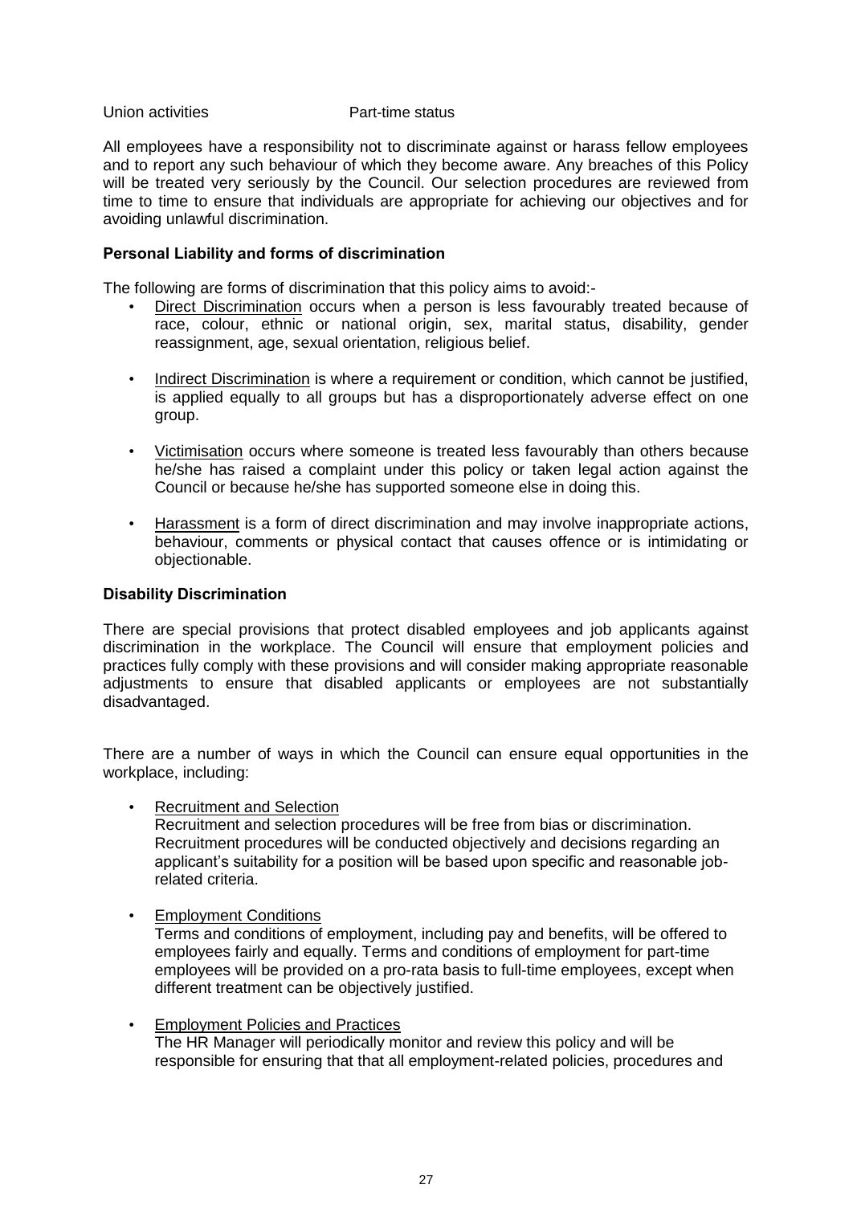Union activities Part-time status

All employees have a responsibility not to discriminate against or harass fellow employees and to report any such behaviour of which they become aware. Any breaches of this Policy will be treated very seriously by the Council. Our selection procedures are reviewed from time to time to ensure that individuals are appropriate for achieving our objectives and for avoiding unlawful discrimination.

**Personal Liability and forms of discrimination**

The following are forms of discrimination that this policy aims to avoid:-

- Direct Discrimination occurs when a person is less favourably treated because of race, colour, ethnic or national origin, sex, marital status, disability, gender reassignment, age, sexual orientation, religious belief.
- Indirect Discrimination is where a requirement or condition, which cannot be justified, is applied equally to all groups but has a disproportionately adverse effect on one group.
- Victimisation occurs where someone is treated less favourably than others because he/she has raised a complaint under this policy or taken legal action against the Council or because he/she has supported someone else in doing this.
- Harassment is a form of direct discrimination and may involve inappropriate actions, behaviour, comments or physical contact that causes offence or is intimidating or objectionable.

**Disability Discrimination**

There are special provisions that protect disabled employees and job applicants against discrimination in the workplace. The Council will ensure that employment policies and practices fully comply with these provisions and will consider making appropriate reasonable adjustments to ensure that disabled applicants or employees are not substantially disadvantaged.

There are a number of ways in which the Council can ensure equal opportunities in the workplace, including:

- Recruitment and Selection
  Recruitment and selection procedures will be free from bias or discrimination. Recruitment procedures will be conducted objectively and decisions regarding an applicant's suitability for a position will be based upon specific and reasonable job-related criteria.
- Employment Conditions
  Terms and conditions of employment, including pay and benefits, will be offered to employees fairly and equally. Terms and conditions of employment for part-time employees will be provided on a pro-rata basis to full-time employees, except when different treatment can be objectively justified.
- Employment Policies and Practices
  The HR Manager will periodically monitor and review this policy and will be responsible for ensuring that that all employment-related policies, procedures and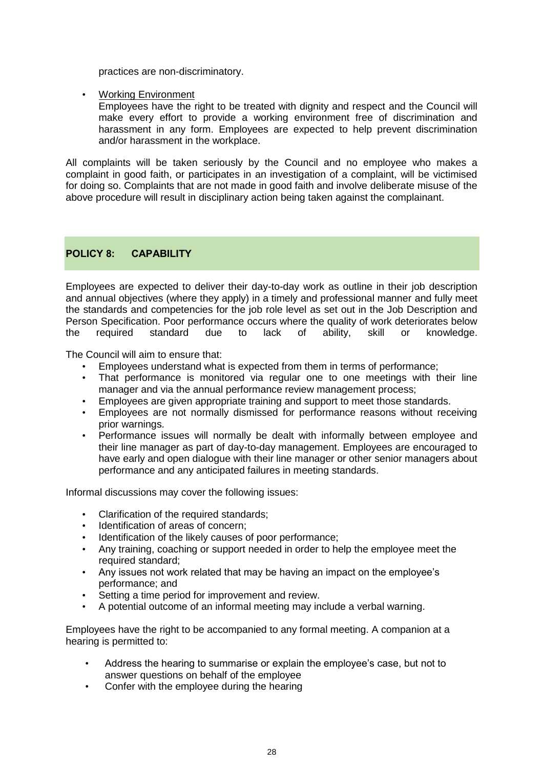practices are non-discriminatory.

- Working Environment
  Employees have the right to be treated with dignity and respect and the Council will make every effort to provide a working environment free of discrimination and harassment in any form. Employees are expected to help prevent discrimination and/or harassment in the workplace.

All complaints will be taken seriously by the Council and no employee who makes a complaint in good faith, or participates in an investigation of a complaint, will be victimised for doing so. Complaints that are not made in good faith and involve deliberate misuse of the above procedure will result in disciplinary action being taken against the complainant.

## POLICY 8: CAPABILITY

Employees are expected to deliver their day-to-day work as outline in their job description and annual objectives (where they apply) in a timely and professional manner and fully meet the standards and competencies for the job role level as set out in the Job Description and Person Specification. Poor performance occurs where the quality of work deteriorates below the required standard due to lack of ability, skill or knowledge.

The Council will aim to ensure that:

- Employees understand what is expected from them in terms of performance;
- That performance is monitored via regular one to one meetings with their line manager and via the annual performance review management process;
- Employees are given appropriate training and support to meet those standards.
- Employees are not normally dismissed for performance reasons without receiving prior warnings.
- Performance issues will normally be dealt with informally between employee and their line manager as part of day-to-day management. Employees are encouraged to have early and open dialogue with their line manager or other senior managers about performance and any anticipated failures in meeting standards.

Informal discussions may cover the following issues:

- Clarification of the required standards;
- Identification of areas of concern;
- Identification of the likely causes of poor performance;
- Any training, coaching or support needed in order to help the employee meet the required standard;
- Any issues not work related that may be having an impact on the employee's performance; and
- Setting a time period for improvement and review.
- A potential outcome of an informal meeting may include a verbal warning.

Employees have the right to be accompanied to any formal meeting. A companion at a hearing is permitted to:

- Address the hearing to summarise or explain the employee's case, but not to answer questions on behalf of the employee
- Confer with the employee during the hearing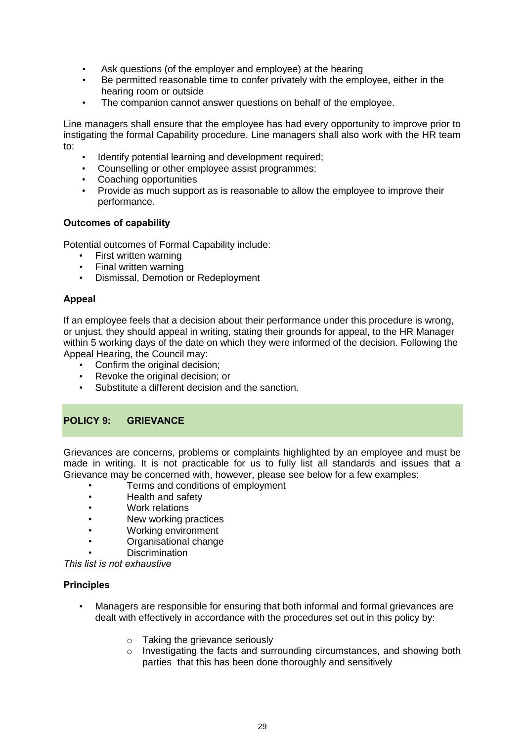- Ask questions (of the employer and employee) at the hearing
- Be permitted reasonable time to confer privately with the employee, either in the hearing room or outside
- The companion cannot answer questions on behalf of the employee.

Line managers shall ensure that the employee has had every opportunity to improve prior to instigating the formal Capability procedure. Line managers shall also work with the HR team to:

- Identify potential learning and development required;
- Counselling or other employee assist programmes;
- Coaching opportunities
- Provide as much support as is reasonable to allow the employee to improve their performance.

**Outcomes of capability**

Potential outcomes of Formal Capability include:

- First written warning
- Final written warning
- Dismissal, Demotion or Redeployment

**Appeal**

If an employee feels that a decision about their performance under this procedure is wrong, or unjust, they should appeal in writing, stating their grounds for appeal, to the HR Manager within 5 working days of the date on which they were informed of the decision. Following the Appeal Hearing, the Council may:

- Confirm the original decision;
- Revoke the original decision; or
- Substitute a different decision and the sanction.

## POLICY 9: GRIEVANCE

Grievances are concerns, problems or complaints highlighted by an employee and must be made in writing. It is not practicable for us to fully list all standards and issues that a Grievance may be concerned with, however, please see below for a few examples:

- Terms and conditions of employment
- Health and safety
- Work relations
- New working practices
- Working environment
- Organisational change
- Discrimination

*This list is not exhaustive*

**Principles**

- Managers are responsible for ensuring that both informal and formal grievances are dealt with effectively in accordance with the procedures set out in this policy by:
  - Taking the grievance seriously
  - Investigating the facts and surrounding circumstances, and showing both parties that this has been done thoroughly and sensitively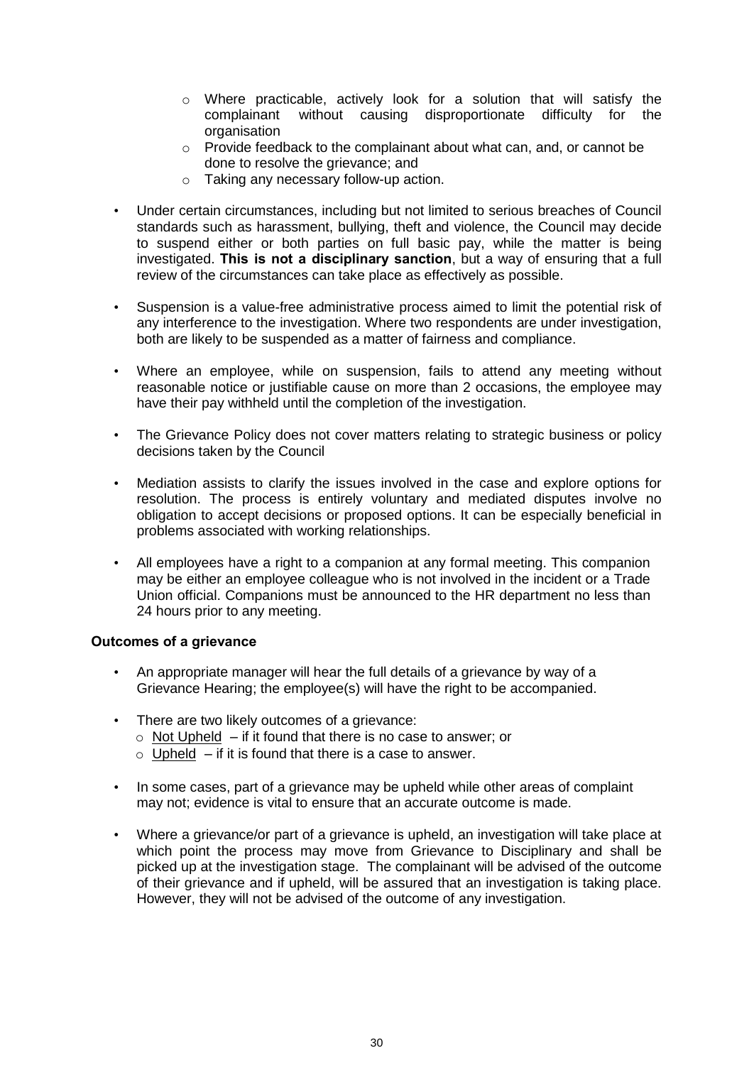- Where practicable, actively look for a solution that will satisfy the complainant without causing disproportionate difficulty for the organisation
  - Provide feedback to the complainant about what can, and, or cannot be done to resolve the grievance; and
  - Taking any necessary follow-up action.

- Under certain circumstances, including but not limited to serious breaches of Council standards such as harassment, bullying, theft and violence, the Council may decide to suspend either or both parties on full basic pay, while the matter is being investigated. **This is not a disciplinary sanction**, but a way of ensuring that a full review of the circumstances can take place as effectively as possible.

- Suspension is a value-free administrative process aimed to limit the potential risk of any interference to the investigation. Where two respondents are under investigation, both are likely to be suspended as a matter of fairness and compliance.

- Where an employee, while on suspension, fails to attend any meeting without reasonable notice or justifiable cause on more than 2 occasions, the employee may have their pay withheld until the completion of the investigation.

- The Grievance Policy does not cover matters relating to strategic business or policy decisions taken by the Council

- Mediation assists to clarify the issues involved in the case and explore options for resolution. The process is entirely voluntary and mediated disputes involve no obligation to accept decisions or proposed options. It can be especially beneficial in problems associated with working relationships.

- All employees have a right to a companion at any formal meeting. This companion may be either an employee colleague who is not involved in the incident or a Trade Union official. Companions must be announced to the HR department no less than 24 hours prior to any meeting.

**Outcomes of a grievance**

- An appropriate manager will hear the full details of a grievance by way of a Grievance Hearing; the employee(s) will have the right to be accompanied.

- There are two likely outcomes of a grievance:
  - Not Upheld – if it found that there is no case to answer; or
  - Upheld – if it is found that there is a case to answer.

- In some cases, part of a grievance may be upheld while other areas of complaint may not; evidence is vital to ensure that an accurate outcome is made.

- Where a grievance/or part of a grievance is upheld, an investigation will take place at which point the process may move from Grievance to Disciplinary and shall be picked up at the investigation stage. The complainant will be advised of the outcome of their grievance and if upheld, will be assured that an investigation is taking place. However, they will not be advised of the outcome of any investigation.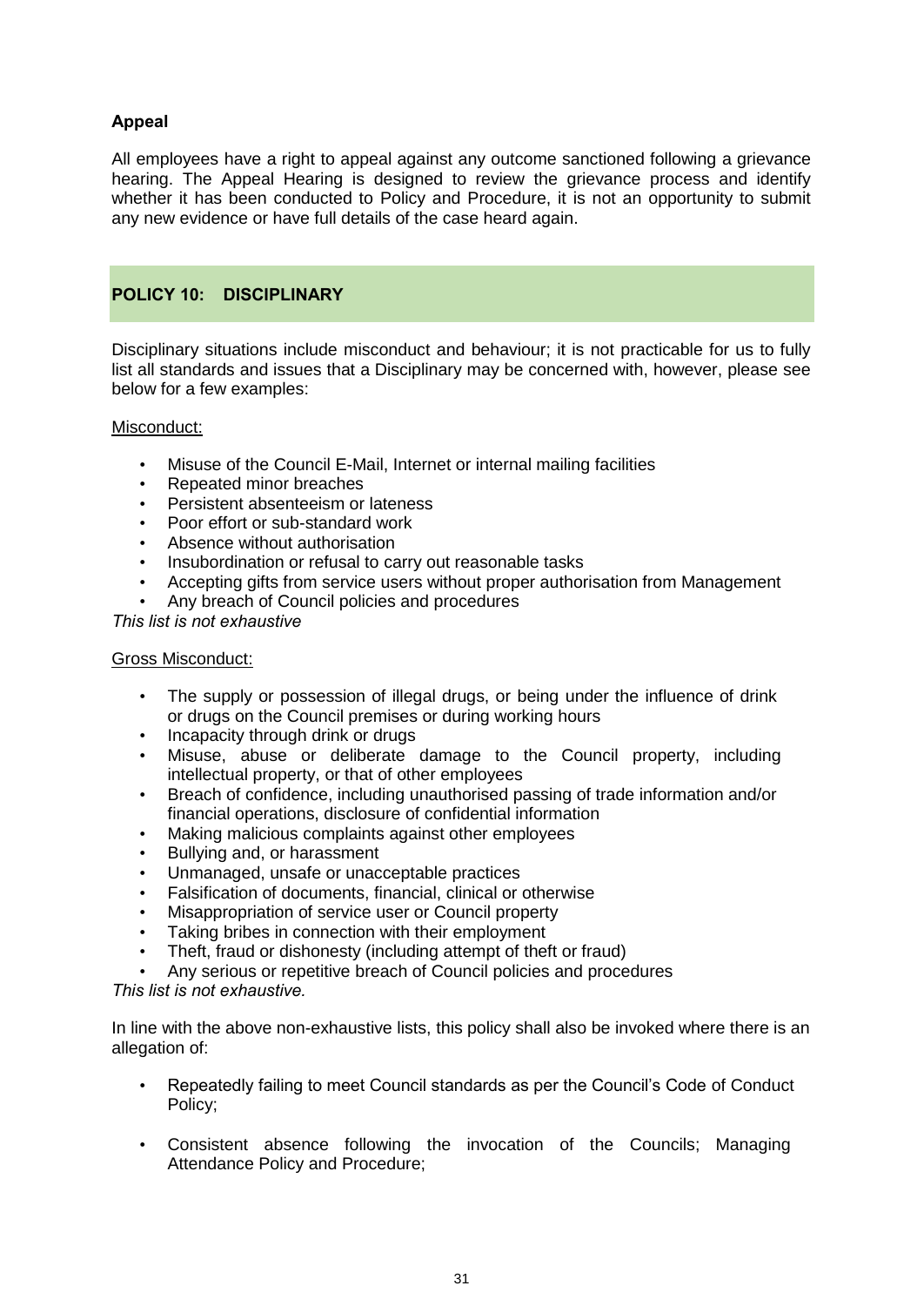**Appeal**

All employees have a right to appeal against any outcome sanctioned following a grievance hearing. The Appeal Hearing is designed to review the grievance process and identify whether it has been conducted to Policy and Procedure, it is not an opportunity to submit any new evidence or have full details of the case heard again.

## POLICY 10: DISCIPLINARY

Disciplinary situations include misconduct and behaviour; it is not practicable for us to fully list all standards and issues that a Disciplinary may be concerned with, however, please see below for a few examples:

<u>Misconduct:</u>

- Misuse of the Council E-Mail, Internet or internal mailing facilities
- Repeated minor breaches
- Persistent absenteeism or lateness
- Poor effort or sub-standard work
- Absence without authorisation
- Insubordination or refusal to carry out reasonable tasks
- Accepting gifts from service users without proper authorisation from Management
- Any breach of Council policies and procedures

*This list is not exhaustive*

<u>Gross Misconduct:</u>

- The supply or possession of illegal drugs, or being under the influence of drink or drugs on the Council premises or during working hours
- Incapacity through drink or drugs
- Misuse, abuse or deliberate damage to the Council property, including intellectual property, or that of other employees
- Breach of confidence, including unauthorised passing of trade information and/or financial operations, disclosure of confidential information
- Making malicious complaints against other employees
- Bullying and, or harassment
- Unmanaged, unsafe or unacceptable practices
- Falsification of documents, financial, clinical or otherwise
- Misappropriation of service user or Council property
- Taking bribes in connection with their employment
- Theft, fraud or dishonesty (including attempt of theft or fraud)
- Any serious or repetitive breach of Council policies and procedures

*This list is not exhaustive.*

In line with the above non-exhaustive lists, this policy shall also be invoked where there is an allegation of:

- Repeatedly failing to meet Council standards as per the Council's Code of Conduct Policy;
- Consistent absence following the invocation of the Councils; Managing Attendance Policy and Procedure;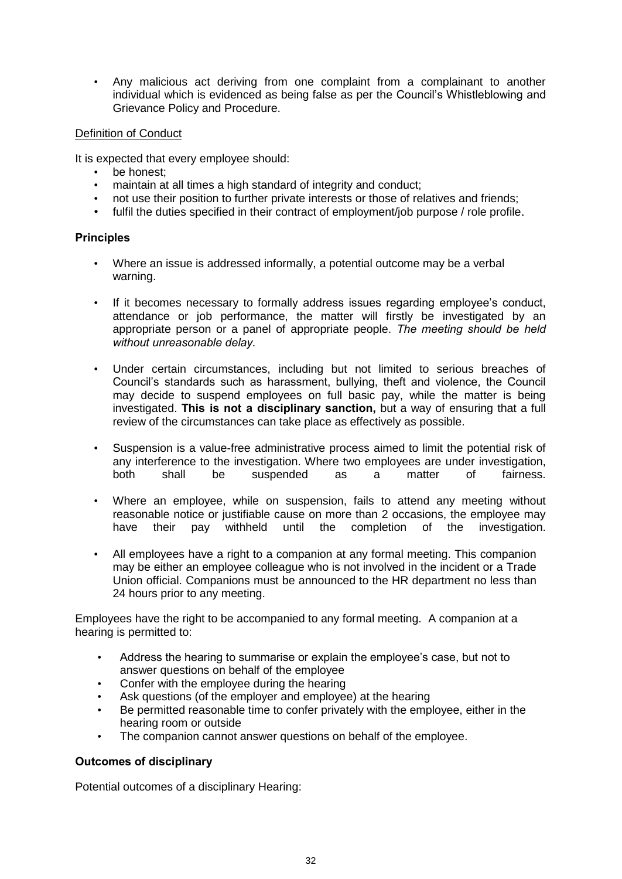- Any malicious act deriving from one complaint from a complainant to another individual which is evidenced as being false as per the Council's Whistleblowing and Grievance Policy and Procedure.

Definition of Conduct

It is expected that every employee should:

- be honest;
- maintain at all times a high standard of integrity and conduct;
- not use their position to further private interests or those of relatives and friends;
- fulfil the duties specified in their contract of employment/job purpose / role profile.

**Principles**

- Where an issue is addressed informally, a potential outcome may be a verbal warning.
- If it becomes necessary to formally address issues regarding employee's conduct, attendance or job performance, the matter will firstly be investigated by an appropriate person or a panel of appropriate people. *The meeting should be held without unreasonable delay.*
- Under certain circumstances, including but not limited to serious breaches of Council's standards such as harassment, bullying, theft and violence, the Council may decide to suspend employees on full basic pay, while the matter is being investigated. **This is not a disciplinary sanction,** but a way of ensuring that a full review of the circumstances can take place as effectively as possible.
- Suspension is a value-free administrative process aimed to limit the potential risk of any interference to the investigation. Where two employees are under investigation, both shall be suspended as a matter of fairness.
- Where an employee, while on suspension, fails to attend any meeting without reasonable notice or justifiable cause on more than 2 occasions, the employee may have their pay withheld until the completion of the investigation.
- All employees have a right to a companion at any formal meeting. This companion may be either an employee colleague who is not involved in the incident or a Trade Union official. Companions must be announced to the HR department no less than 24 hours prior to any meeting.

Employees have the right to be accompanied to any formal meeting. A companion at a hearing is permitted to:

- Address the hearing to summarise or explain the employee's case, but not to answer questions on behalf of the employee
- Confer with the employee during the hearing
- Ask questions (of the employer and employee) at the hearing
- Be permitted reasonable time to confer privately with the employee, either in the hearing room or outside
- The companion cannot answer questions on behalf of the employee.

**Outcomes of disciplinary**

Potential outcomes of a disciplinary Hearing: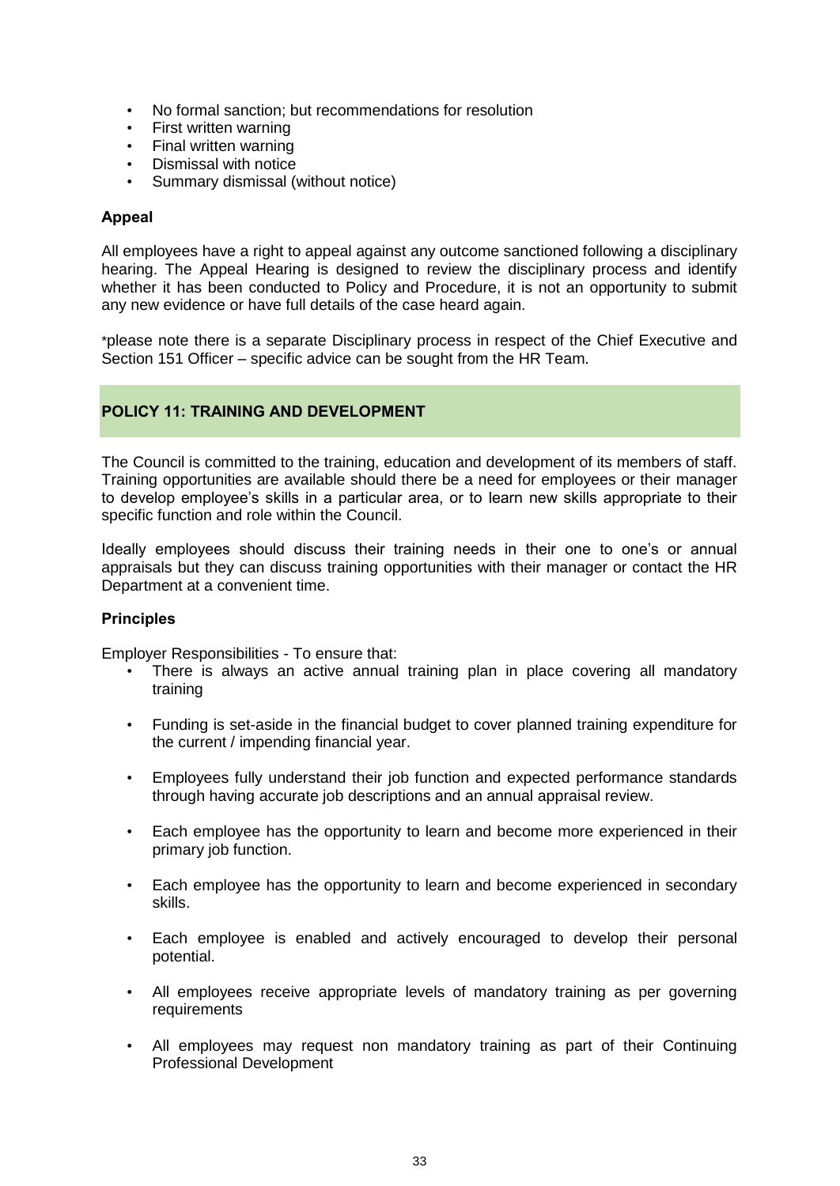- No formal sanction; but recommendations for resolution
- First written warning
- Final written warning
- Dismissal with notice
- Summary dismissal (without notice)

**Appeal**

All employees have a right to appeal against any outcome sanctioned following a disciplinary hearing. The Appeal Hearing is designed to review the disciplinary process and identify whether it has been conducted to Policy and Procedure, it is not an opportunity to submit any new evidence or have full details of the case heard again.

*please note there is a separate Disciplinary process in respect of the Chief Executive and Section 151 Officer – specific advice can be sought from the HR Team.

## POLICY 11: TRAINING AND DEVELOPMENT

The Council is committed to the training, education and development of its members of staff. Training opportunities are available should there be a need for employees or their manager to develop employee's skills in a particular area, or to learn new skills appropriate to their specific function and role within the Council.

Ideally employees should discuss their training needs in their one to one's or annual appraisals but they can discuss training opportunities with their manager or contact the HR Department at a convenient time.

**Principles**

Employer Responsibilities - To ensure that:

- There is always an active annual training plan in place covering all mandatory training
- Funding is set-aside in the financial budget to cover planned training expenditure for the current / impending financial year.
- Employees fully understand their job function and expected performance standards through having accurate job descriptions and an annual appraisal review.
- Each employee has the opportunity to learn and become more experienced in their primary job function.
- Each employee has the opportunity to learn and become experienced in secondary skills.
- Each employee is enabled and actively encouraged to develop their personal potential.
- All employees receive appropriate levels of mandatory training as per governing requirements
- All employees may request non mandatory training as part of their Continuing Professional Development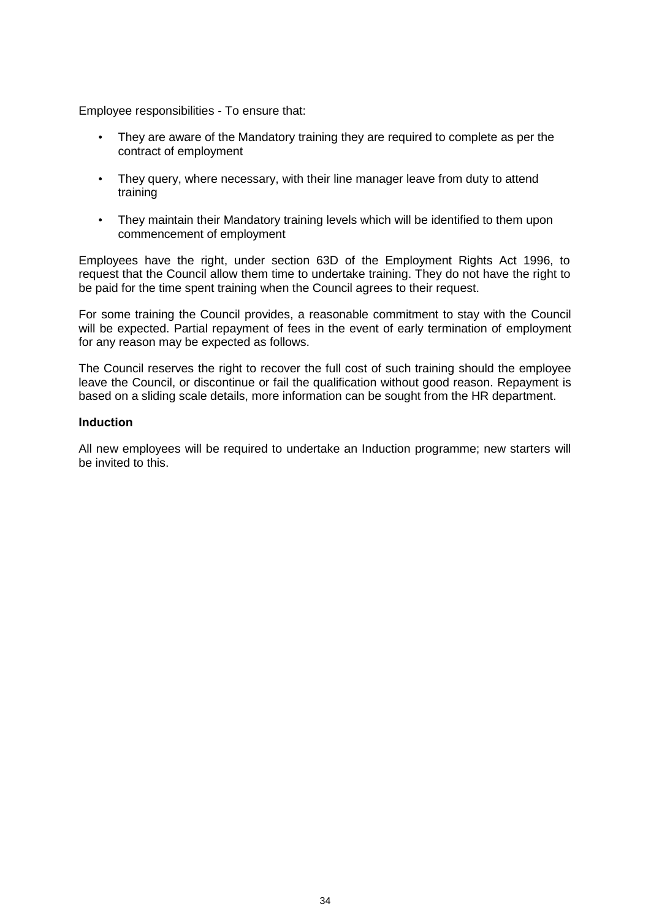Employee responsibilities - To ensure that:

- They are aware of the Mandatory training they are required to complete as per the contract of employment
- They query, where necessary, with their line manager leave from duty to attend training
- They maintain their Mandatory training levels which will be identified to them upon commencement of employment

Employees have the right, under section 63D of the Employment Rights Act 1996, to request that the Council allow them time to undertake training. They do not have the right to be paid for the time spent training when the Council agrees to their request.

For some training the Council provides, a reasonable commitment to stay with the Council will be expected. Partial repayment of fees in the event of early termination of employment for any reason may be expected as follows.

The Council reserves the right to recover the full cost of such training should the employee leave the Council, or discontinue or fail the qualification without good reason. Repayment is based on a sliding scale details, more information can be sought from the HR department.

**Induction**

All new employees will be required to undertake an Induction programme; new starters will be invited to this.